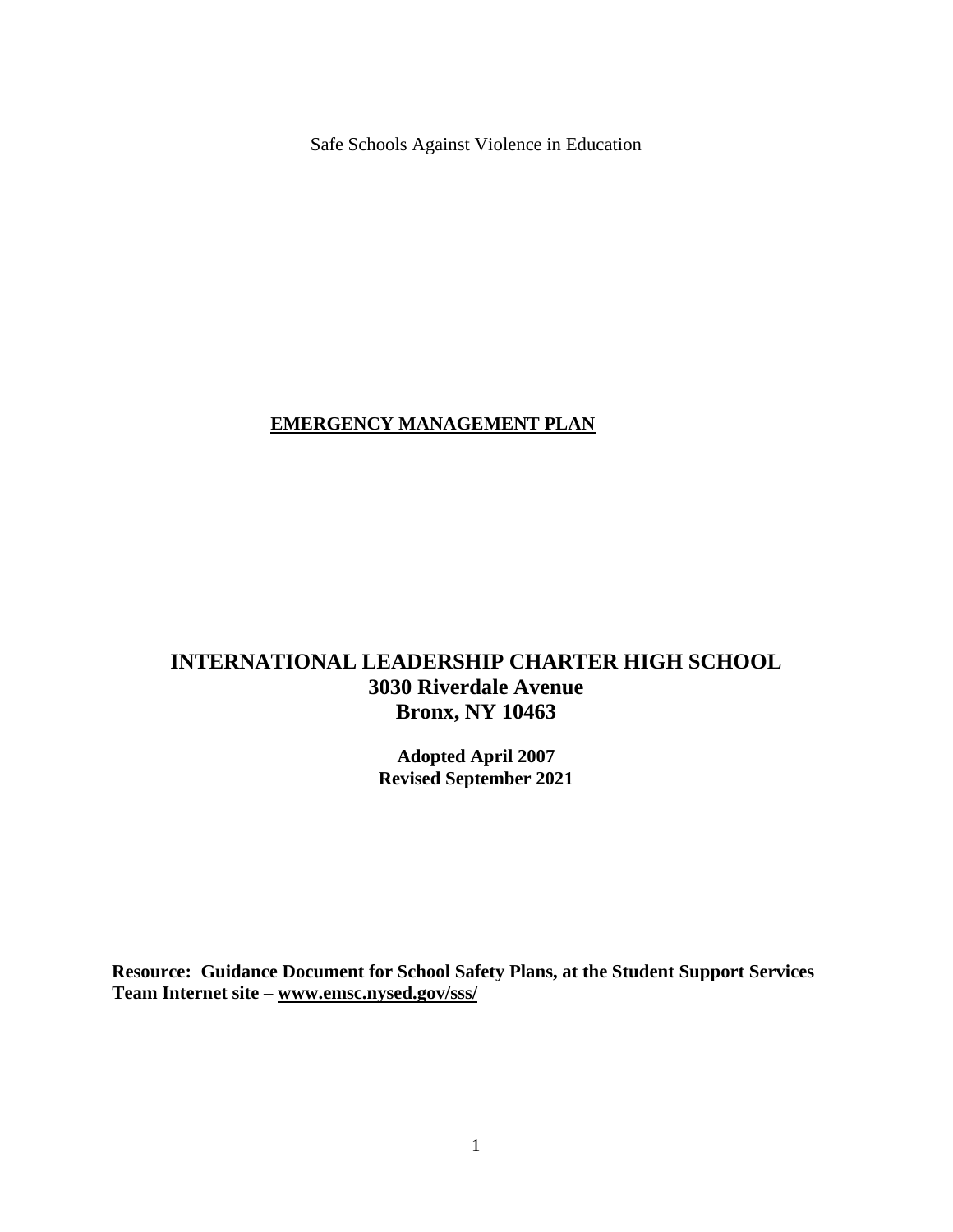Safe Schools Against Violence in Education

# EMERGENCY MANAGEMENT PLAN

## INTERNATIONAL LEADERSHIP CHARTER HIGH SCHOOL
## 3030 Riverdale Avenue
## Bronx, NY 10463

**Adopted April 2007**
**Revised September 2021**

**Resource: Guidance Document for School Safety Plans, at the Student Support Services Team Internet site – www.emsc.nysed.gov/sss/**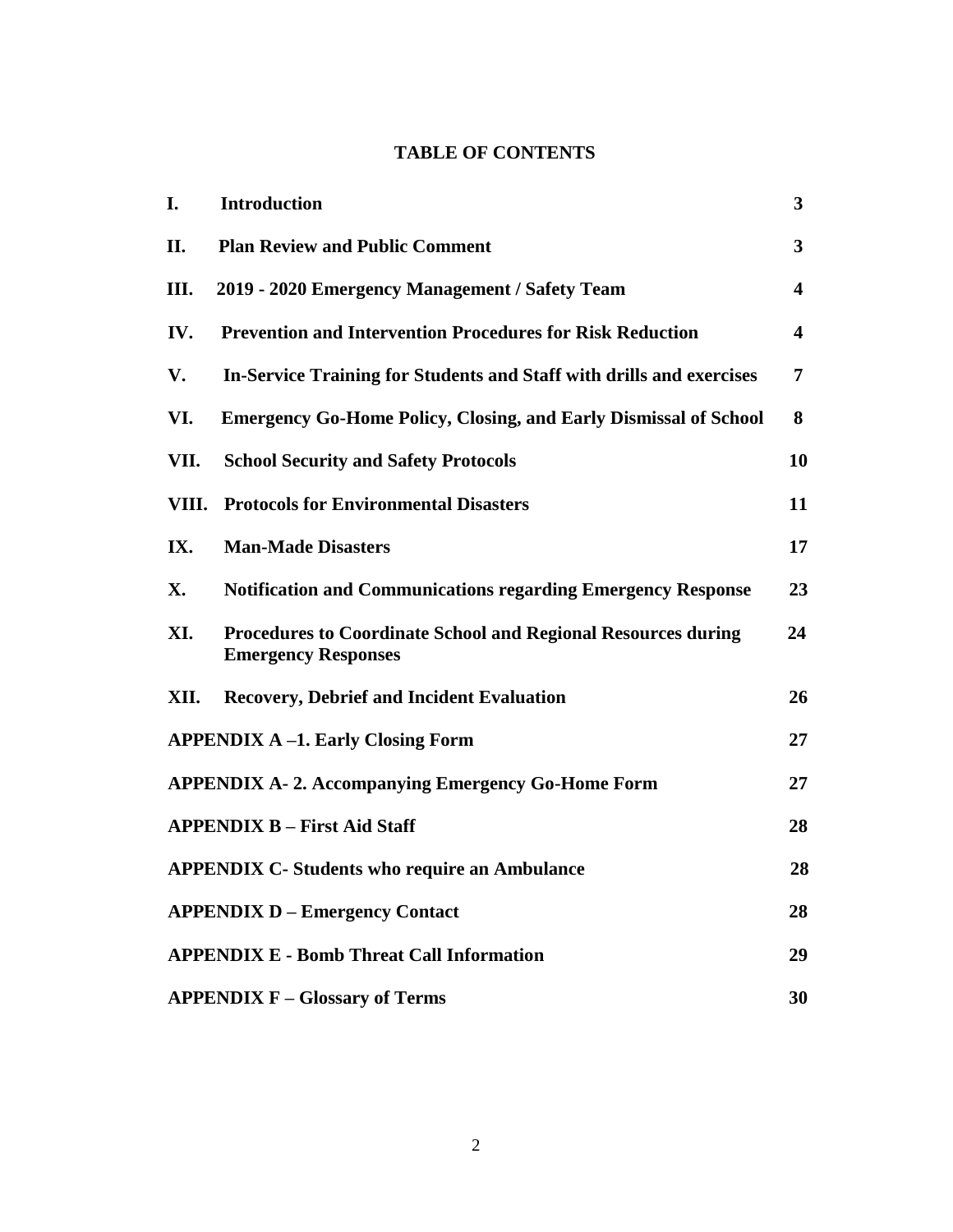# TABLE OF CONTENTS

| | | |
|---|---|---|
| **I.** | **Introduction** | **3** |
| **II.** | **Plan Review and Public Comment** | **3** |
| **III.** | **2019 - 2020 Emergency Management / Safety Team** | **4** |
| **IV.** | **Prevention and Intervention Procedures for Risk Reduction** | **4** |
| **V.** | **In-Service Training for Students and Staff with drills and exercises** | **7** |
| **VI.** | **Emergency Go-Home Policy, Closing, and Early Dismissal of School** | **8** |
| **VII.** | **School Security and Safety Protocols** | **10** |
| **VIII.** | **Protocols for Environmental Disasters** | **11** |
| **IX.** | **Man-Made Disasters** | **17** |
| **X.** | **Notification and Communications regarding Emergency Response** | **23** |
| **XI.** | **Procedures to Coordinate School and Regional Resources during Emergency Responses** | **24** |
| **XII.** | **Recovery, Debrief and Incident Evaluation** | **26** |
| | **APPENDIX A –1. Early Closing Form** | **27** |
| | **APPENDIX A- 2. Accompanying Emergency Go-Home Form** | **27** |
| | **APPENDIX B – First Aid Staff** | **28** |
| | **APPENDIX C- Students who require an Ambulance** | **28** |
| | **APPENDIX D – Emergency Contact** | **28** |
| | **APPENDIX E - Bomb Threat Call Information** | **29** |
| | **APPENDIX F – Glossary of Terms** | **30** |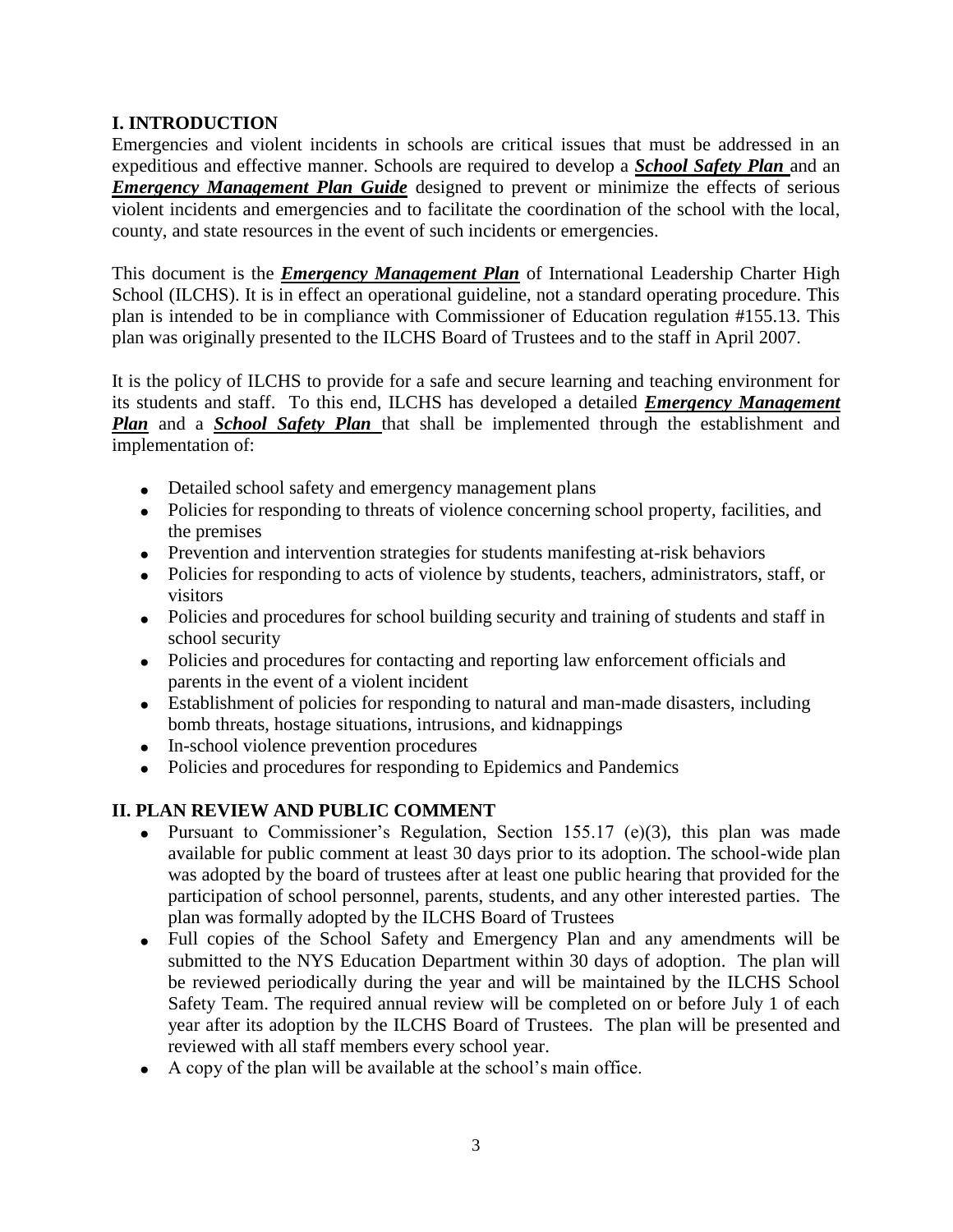## I. INTRODUCTION

Emergencies and violent incidents in schools are critical issues that must be addressed in an expeditious and effective manner. Schools are required to develop a ***School Safety Plan*** and an ***Emergency Management Plan Guide*** designed to prevent or minimize the effects of serious violent incidents and emergencies and to facilitate the coordination of the school with the local, county, and state resources in the event of such incidents or emergencies.

This document is the ***Emergency Management Plan*** of International Leadership Charter High School (ILCHS). It is in effect an operational guideline, not a standard operating procedure. This plan is intended to be in compliance with Commissioner of Education regulation #155.13. This plan was originally presented to the ILCHS Board of Trustees and to the staff in April 2007.

It is the policy of ILCHS to provide for a safe and secure learning and teaching environment for its students and staff. To this end, ILCHS has developed a detailed ***Emergency Management Plan*** and a ***School Safety Plan*** that shall be implemented through the establishment and implementation of:

- Detailed school safety and emergency management plans
- Policies for responding to threats of violence concerning school property, facilities, and the premises
- Prevention and intervention strategies for students manifesting at-risk behaviors
- Policies for responding to acts of violence by students, teachers, administrators, staff, or visitors
- Policies and procedures for school building security and training of students and staff in school security
- Policies and procedures for contacting and reporting law enforcement officials and parents in the event of a violent incident
- Establishment of policies for responding to natural and man-made disasters, including bomb threats, hostage situations, intrusions, and kidnappings
- In-school violence prevention procedures
- Policies and procedures for responding to Epidemics and Pandemics

## II. PLAN REVIEW AND PUBLIC COMMENT

- Pursuant to Commissioner's Regulation, Section 155.17 (e)(3), this plan was made available for public comment at least 30 days prior to its adoption. The school-wide plan was adopted by the board of trustees after at least one public hearing that provided for the participation of school personnel, parents, students, and any other interested parties. The plan was formally adopted by the ILCHS Board of Trustees
- Full copies of the School Safety and Emergency Plan and any amendments will be submitted to the NYS Education Department within 30 days of adoption. The plan will be reviewed periodically during the year and will be maintained by the ILCHS School Safety Team. The required annual review will be completed on or before July 1 of each year after its adoption by the ILCHS Board of Trustees. The plan will be presented and reviewed with all staff members every school year.
- A copy of the plan will be available at the school's main office.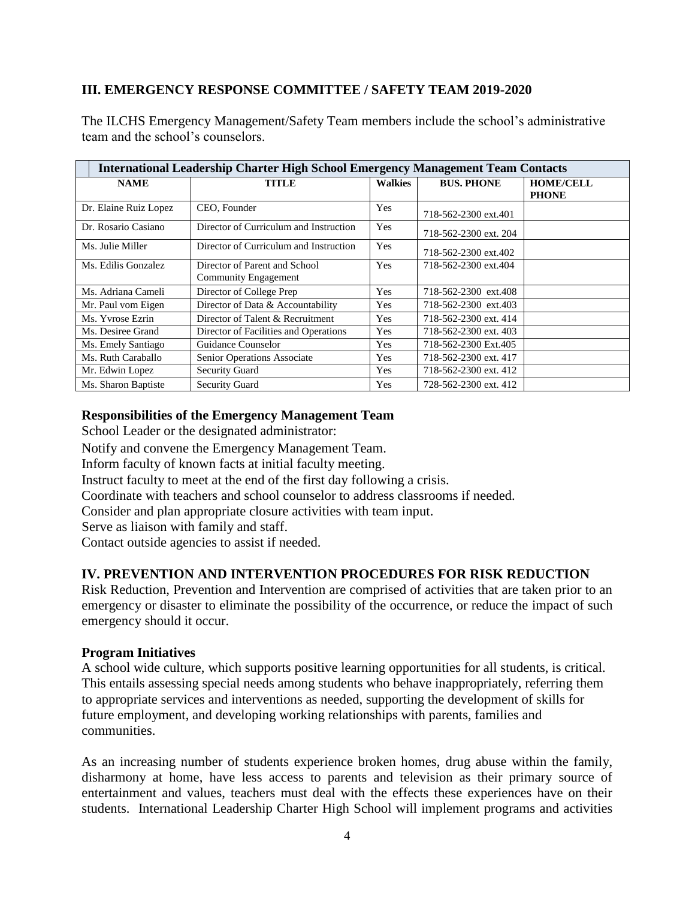## III. EMERGENCY RESPONSE COMMITTEE / SAFETY TEAM 2019-2020

The ILCHS Emergency Management/Safety Team members include the school's administrative team and the school's counselors.

| International Leadership Charter High School Emergency Management Team Contacts | | | | |
|---|---|---|---|---|
| **NAME** | **TITLE** | **Walkies** | **BUS. PHONE** | **HOME/CELL PHONE** |
| Dr. Elaine Ruiz Lopez | CEO, Founder | Yes | 718-562-2300 ext.401 | |
| Dr. Rosario Casiano | Director of Curriculum and Instruction | Yes | 718-562-2300 ext. 204 | |
| Ms. Julie Miller | Director of Curriculum and Instruction | Yes | 718-562-2300 ext.402 | |
| Ms. Edilis Gonzalez | Director of Parent and School Community Engagement | Yes | 718-562-2300 ext.404 | |
| Ms. Adriana Cameli | Director of College Prep | Yes | 718-562-2300 ext.408 | |
| Mr. Paul vom Eigen | Director of Data & Accountability | Yes | 718-562-2300 ext.403 | |
| Ms. Yvrose Ezrin | Director of Talent & Recruitment | Yes | 718-562-2300 ext. 414 | |
| Ms. Desiree Grand | Director of Facilities and Operations | Yes | 718-562-2300 ext. 403 | |
| Ms. Emely Santiago | Guidance Counselor | Yes | 718-562-2300 Ext.405 | |
| Ms. Ruth Caraballo | Senior Operations Associate | Yes | 718-562-2300 ext. 417 | |
| Mr. Edwin Lopez | Security Guard | Yes | 718-562-2300 ext. 412 | |
| Ms. Sharon Baptiste | Security Guard | Yes | 728-562-2300 ext. 412 | |

### Responsibilities of the Emergency Management Team

School Leader or the designated administrator:

Notify and convene the Emergency Management Team.

Inform faculty of known facts at initial faculty meeting.

Instruct faculty to meet at the end of the first day following a crisis.

Coordinate with teachers and school counselor to address classrooms if needed.

Consider and plan appropriate closure activities with team input.

Serve as liaison with family and staff.

Contact outside agencies to assist if needed.

## IV. PREVENTION AND INTERVENTION PROCEDURES FOR RISK REDUCTION

Risk Reduction, Prevention and Intervention are comprised of activities that are taken prior to an emergency or disaster to eliminate the possibility of the occurrence, or reduce the impact of such emergency should it occur.

### Program Initiatives

A school wide culture, which supports positive learning opportunities for all students, is critical. This entails assessing special needs among students who behave inappropriately, referring them to appropriate services and interventions as needed, supporting the development of skills for future employment, and developing working relationships with parents, families and communities.

As an increasing number of students experience broken homes, drug abuse within the family, disharmony at home, have less access to parents and television as their primary source of entertainment and values, teachers must deal with the effects these experiences have on their students. International Leadership Charter High School will implement programs and activities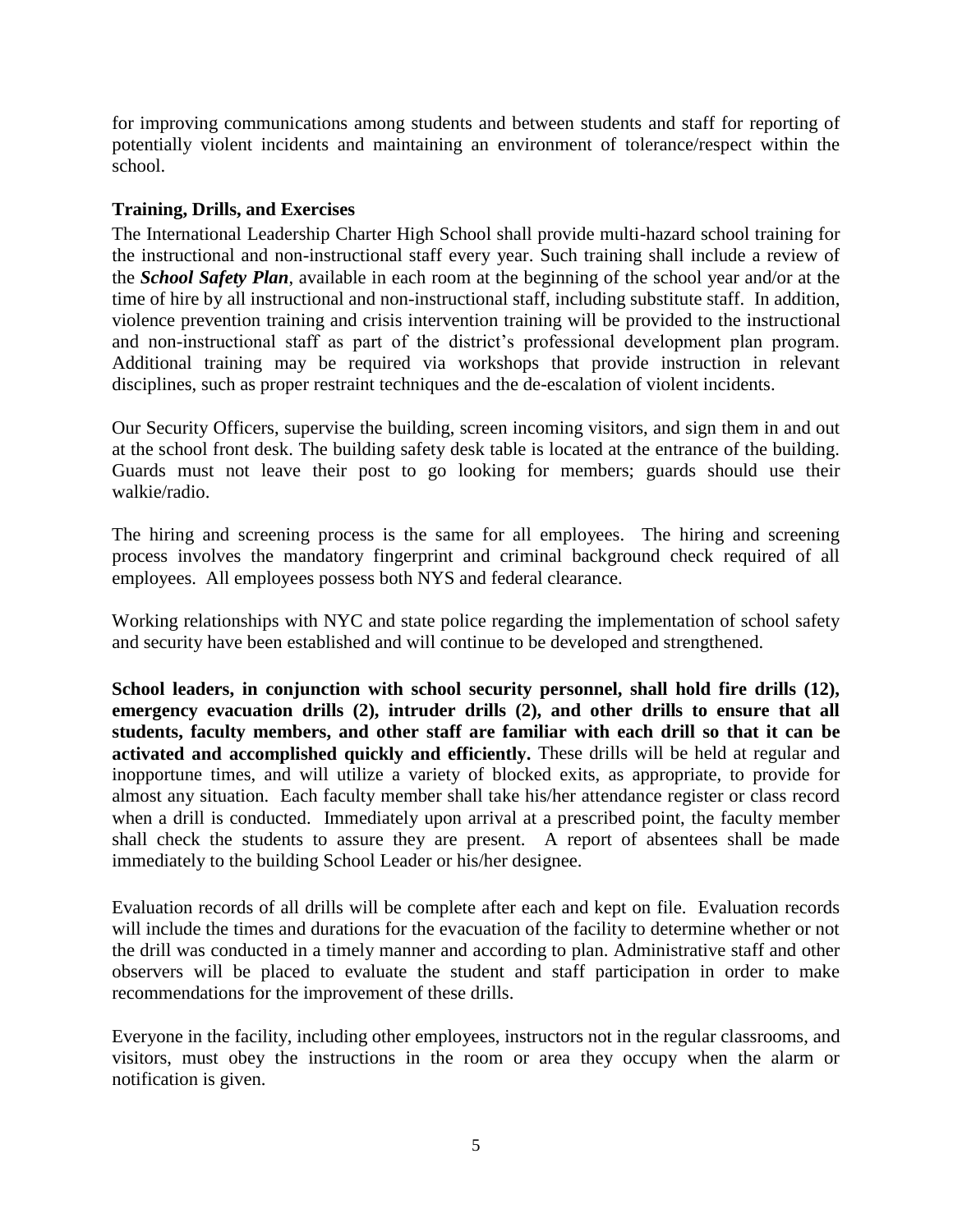for improving communications among students and between students and staff for reporting of potentially violent incidents and maintaining an environment of tolerance/respect within the school.

### Training, Drills, and Exercises

The International Leadership Charter High School shall provide multi-hazard school training for the instructional and non-instructional staff every year. Such training shall include a review of the ***School Safety Plan***, available in each room at the beginning of the school year and/or at the time of hire by all instructional and non-instructional staff, including substitute staff. In addition, violence prevention training and crisis intervention training will be provided to the instructional and non-instructional staff as part of the district's professional development plan program. Additional training may be required via workshops that provide instruction in relevant disciplines, such as proper restraint techniques and the de-escalation of violent incidents.

Our Security Officers, supervise the building, screen incoming visitors, and sign them in and out at the school front desk. The building safety desk table is located at the entrance of the building. Guards must not leave their post to go looking for members; guards should use their walkie/radio.

The hiring and screening process is the same for all employees. The hiring and screening process involves the mandatory fingerprint and criminal background check required of all employees. All employees possess both NYS and federal clearance.

Working relationships with NYC and state police regarding the implementation of school safety and security have been established and will continue to be developed and strengthened.

**School leaders, in conjunction with school security personnel, shall hold fire drills (12), emergency evacuation drills (2), intruder drills (2), and other drills to ensure that all students, faculty members, and other staff are familiar with each drill so that it can be activated and accomplished quickly and efficiently.** These drills will be held at regular and inopportune times, and will utilize a variety of blocked exits, as appropriate, to provide for almost any situation. Each faculty member shall take his/her attendance register or class record when a drill is conducted. Immediately upon arrival at a prescribed point, the faculty member shall check the students to assure they are present. A report of absentees shall be made immediately to the building School Leader or his/her designee.

Evaluation records of all drills will be complete after each and kept on file. Evaluation records will include the times and durations for the evacuation of the facility to determine whether or not the drill was conducted in a timely manner and according to plan. Administrative staff and other observers will be placed to evaluate the student and staff participation in order to make recommendations for the improvement of these drills.

Everyone in the facility, including other employees, instructors not in the regular classrooms, and visitors, must obey the instructions in the room or area they occupy when the alarm or notification is given.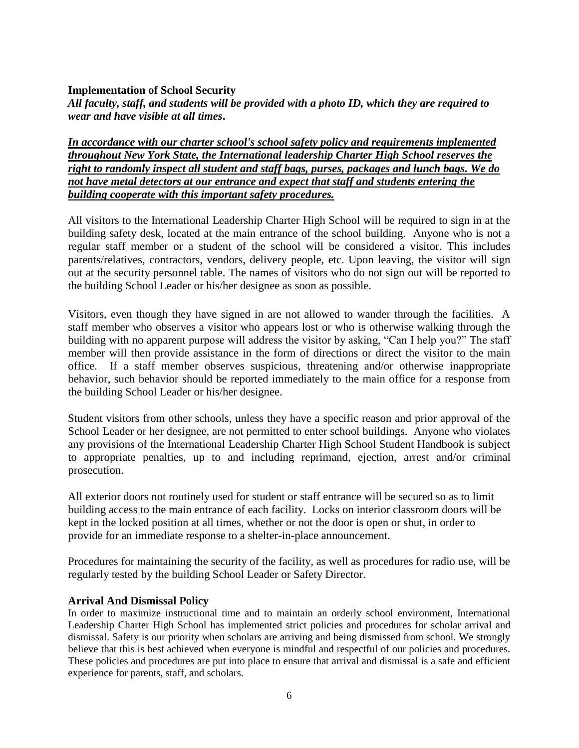**Implementation of School Security**

***All faculty, staff, and students will be provided with a photo ID, which they are required to wear and have visible at all times.***

***<u>In accordance with our charter school's school safety policy and requirements implemented throughout New York State, the International leadership Charter High School reserves the right to randomly inspect all student and staff bags, purses, packages and lunch bags. We do not have metal detectors at our entrance and expect that staff and students entering the building cooperate with this important safety procedures.</u>***

All visitors to the International Leadership Charter High School will be required to sign in at the building safety desk, located at the main entrance of the school building. Anyone who is not a regular staff member or a student of the school will be considered a visitor. This includes parents/relatives, contractors, vendors, delivery people, etc. Upon leaving, the visitor will sign out at the security personnel table. The names of visitors who do not sign out will be reported to the building School Leader or his/her designee as soon as possible.

Visitors, even though they have signed in are not allowed to wander through the facilities. A staff member who observes a visitor who appears lost or who is otherwise walking through the building with no apparent purpose will address the visitor by asking, "Can I help you?" The staff member will then provide assistance in the form of directions or direct the visitor to the main office. If a staff member observes suspicious, threatening and/or otherwise inappropriate behavior, such behavior should be reported immediately to the main office for a response from the building School Leader or his/her designee.

Student visitors from other schools, unless they have a specific reason and prior approval of the School Leader or her designee, are not permitted to enter school buildings. Anyone who violates any provisions of the International Leadership Charter High School Student Handbook is subject to appropriate penalties, up to and including reprimand, ejection, arrest and/or criminal prosecution.

All exterior doors not routinely used for student or staff entrance will be secured so as to limit building access to the main entrance of each facility. Locks on interior classroom doors will be kept in the locked position at all times, whether or not the door is open or shut, in order to provide for an immediate response to a shelter-in-place announcement.

Procedures for maintaining the security of the facility, as well as procedures for radio use, will be regularly tested by the building School Leader or Safety Director.

**Arrival And Dismissal Policy**

In order to maximize instructional time and to maintain an orderly school environment, International Leadership Charter High School has implemented strict policies and procedures for scholar arrival and dismissal. Safety is our priority when scholars are arriving and being dismissed from school. We strongly believe that this is best achieved when everyone is mindful and respectful of our policies and procedures. These policies and procedures are put into place to ensure that arrival and dismissal is a safe and efficient experience for parents, staff, and scholars.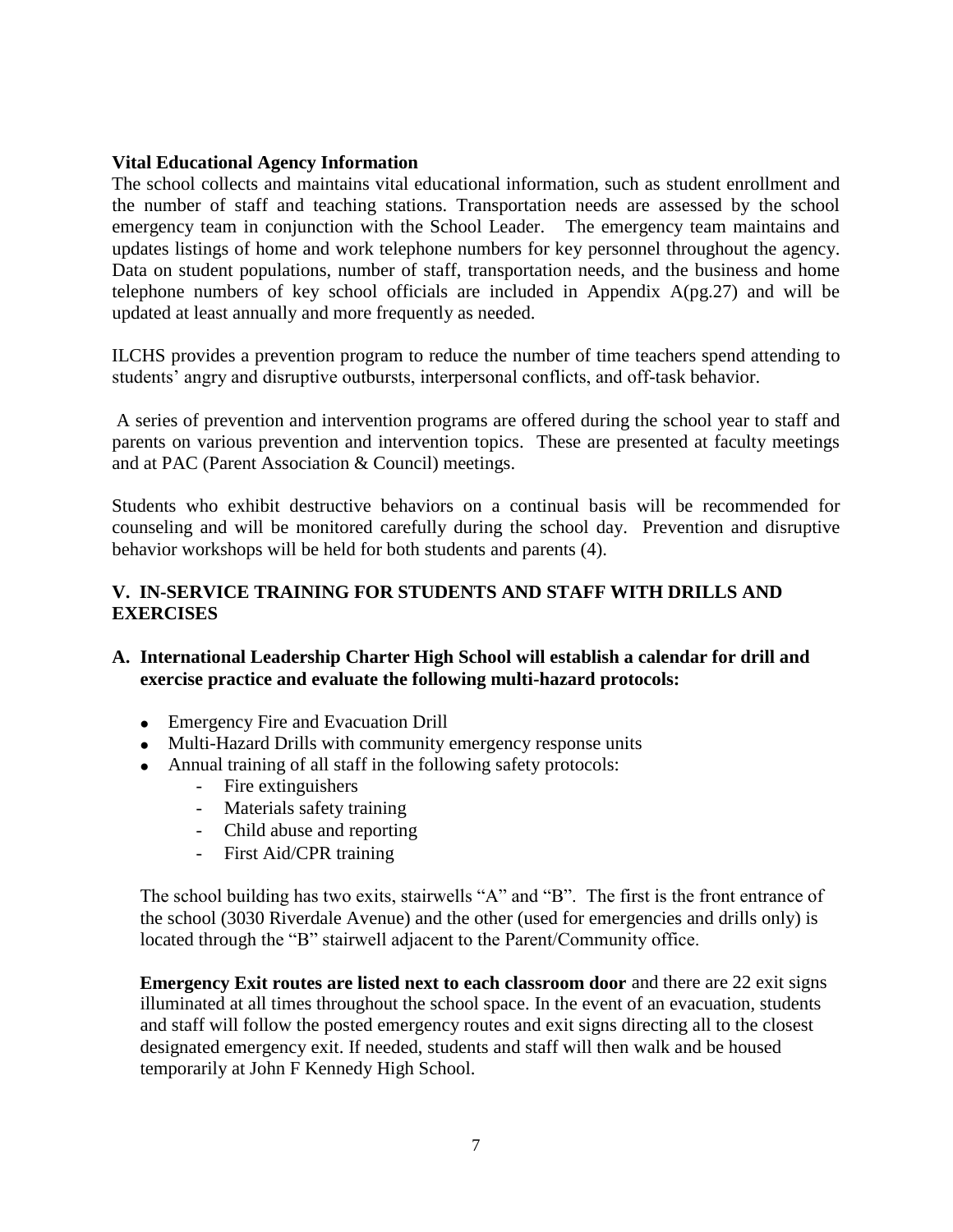**Vital Educational Agency Information**

The school collects and maintains vital educational information, such as student enrollment and the number of staff and teaching stations. Transportation needs are assessed by the school emergency team in conjunction with the School Leader. The emergency team maintains and updates listings of home and work telephone numbers for key personnel throughout the agency. Data on student populations, number of staff, transportation needs, and the business and home telephone numbers of key school officials are included in Appendix A(pg.27) and will be updated at least annually and more frequently as needed.

ILCHS provides a prevention program to reduce the number of time teachers spend attending to students' angry and disruptive outbursts, interpersonal conflicts, and off-task behavior.

A series of prevention and intervention programs are offered during the school year to staff and parents on various prevention and intervention topics. These are presented at faculty meetings and at PAC (Parent Association & Council) meetings.

Students who exhibit destructive behaviors on a continual basis will be recommended for counseling and will be monitored carefully during the school day. Prevention and disruptive behavior workshops will be held for both students and parents (4).

## V. IN-SERVICE TRAINING FOR STUDENTS AND STAFF WITH DRILLS AND EXERCISES

### A. International Leadership Charter High School will establish a calendar for drill and exercise practice and evaluate the following multi-hazard protocols:

- Emergency Fire and Evacuation Drill
- Multi-Hazard Drills with community emergency response units
- Annual training of all staff in the following safety protocols:
  - Fire extinguishers
  - Materials safety training
  - Child abuse and reporting
  - First Aid/CPR training

The school building has two exits, stairwells "A" and "B". The first is the front entrance of the school (3030 Riverdale Avenue) and the other (used for emergencies and drills only) is located through the "B" stairwell adjacent to the Parent/Community office.

**Emergency Exit routes are listed next to each classroom door** and there are 22 exit signs illuminated at all times throughout the school space. In the event of an evacuation, students and staff will follow the posted emergency routes and exit signs directing all to the closest designated emergency exit. If needed, students and staff will then walk and be housed temporarily at John F Kennedy High School.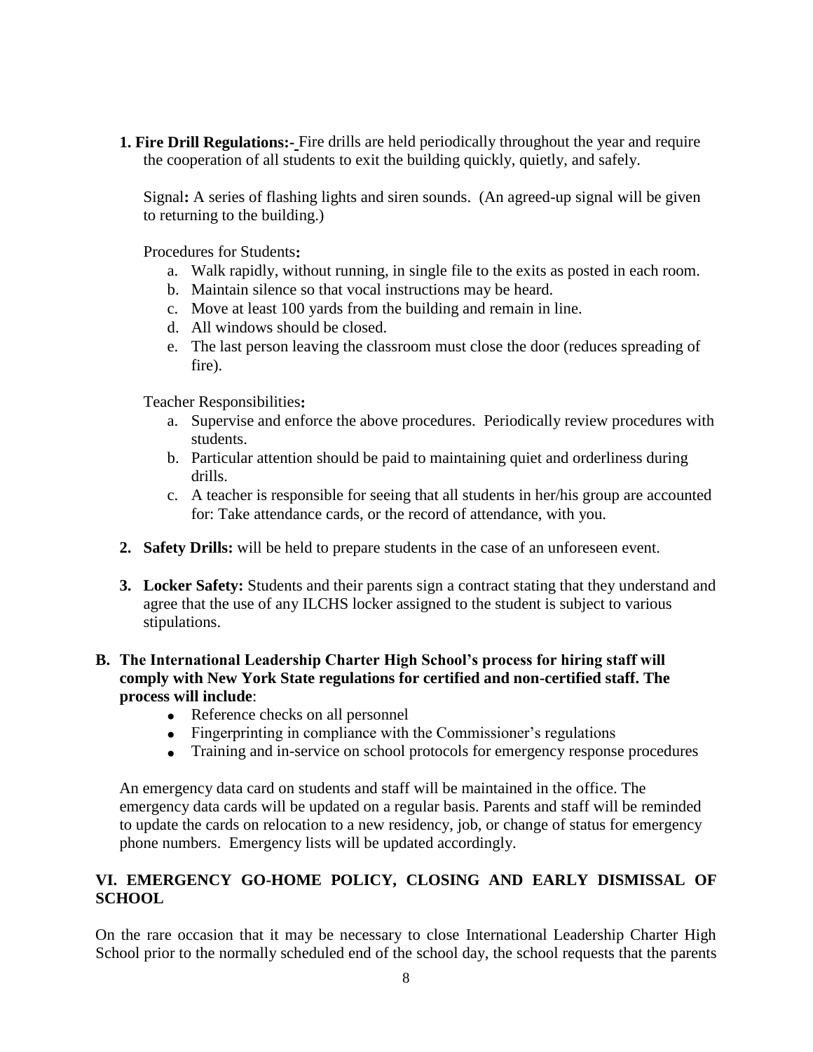**1. Fire Drill Regulations:-** Fire drills are held periodically throughout the year and require the cooperation of all students to exit the building quickly, quietly, and safely.

Signal**:** A series of flashing lights and siren sounds. (An agreed-up signal will be given to returning to the building.)

Procedures for Students**:**

a. Walk rapidly, without running, in single file to the exits as posted in each room.
b. Maintain silence so that vocal instructions may be heard.
c. Move at least 100 yards from the building and remain in line.
d. All windows should be closed.
e. The last person leaving the classroom must close the door (reduces spreading of fire).

Teacher Responsibilities**:**

a. Supervise and enforce the above procedures. Periodically review procedures with students.
b. Particular attention should be paid to maintaining quiet and orderliness during drills.
c. A teacher is responsible for seeing that all students in her/his group are accounted for: Take attendance cards, or the record of attendance, with you.

**2. Safety Drills:** will be held to prepare students in the case of an unforeseen event.

**3. Locker Safety:** Students and their parents sign a contract stating that they understand and agree that the use of any ILCHS locker assigned to the student is subject to various stipulations.

**B. The International Leadership Charter High School's process for hiring staff will comply with New York State regulations for certified and non-certified staff. The process will include**:

- Reference checks on all personnel
- Fingerprinting in compliance with the Commissioner's regulations
- Training and in-service on school protocols for emergency response procedures

An emergency data card on students and staff will be maintained in the office. The emergency data cards will be updated on a regular basis. Parents and staff will be reminded to update the cards on relocation to a new residency, job, or change of status for emergency phone numbers. Emergency lists will be updated accordingly.

## VI. EMERGENCY GO-HOME POLICY, CLOSING AND EARLY DISMISSAL OF SCHOOL

On the rare occasion that it may be necessary to close International Leadership Charter High School prior to the normally scheduled end of the school day, the school requests that the parents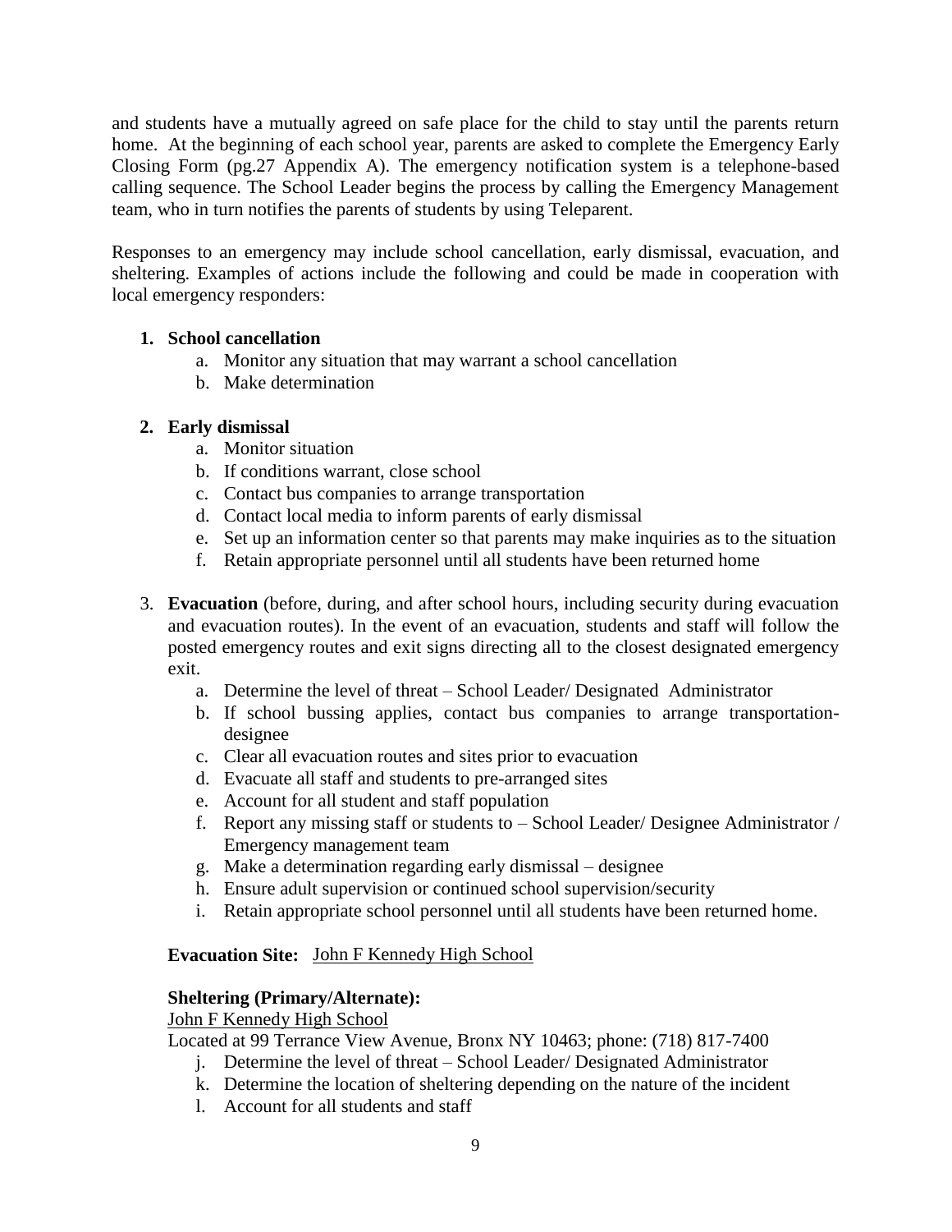and students have a mutually agreed on safe place for the child to stay until the parents return home. At the beginning of each school year, parents are asked to complete the Emergency Early Closing Form (pg.27 Appendix A). The emergency notification system is a telephone-based calling sequence. The School Leader begins the process by calling the Emergency Management team, who in turn notifies the parents of students by using Teleparent.

Responses to an emergency may include school cancellation, early dismissal, evacuation, and sheltering. Examples of actions include the following and could be made in cooperation with local emergency responders:

1. **School cancellation**
    a. Monitor any situation that may warrant a school cancellation
    b. Make determination

2. **Early dismissal**
    a. Monitor situation
    b. If conditions warrant, close school
    c. Contact bus companies to arrange transportation
    d. Contact local media to inform parents of early dismissal
    e. Set up an information center so that parents may make inquiries as to the situation
    f. Retain appropriate personnel until all students have been returned home

3. **Evacuation** (before, during, and after school hours, including security during evacuation and evacuation routes). In the event of an evacuation, students and staff will follow the posted emergency routes and exit signs directing all to the closest designated emergency exit.
    a. Determine the level of threat – School Leader/ Designated Administrator
    b. If school bussing applies, contact bus companies to arrange transportation-designee
    c. Clear all evacuation routes and sites prior to evacuation
    d. Evacuate all staff and students to pre-arranged sites
    e. Account for all student and staff population
    f. Report any missing staff or students to – School Leader/ Designee Administrator / Emergency management team
    g. Make a determination regarding early dismissal – designee
    h. Ensure adult supervision or continued school supervision/security
    i. Retain appropriate school personnel until all students have been returned home.

**Evacuation Site:** John F Kennedy High School

**Sheltering (Primary/Alternate):**

John F Kennedy High School

Located at 99 Terrance View Avenue, Bronx NY 10463; phone: (718) 817-7400

j. Determine the level of threat – School Leader/ Designated Administrator
k. Determine the location of sheltering depending on the nature of the incident
l. Account for all students and staff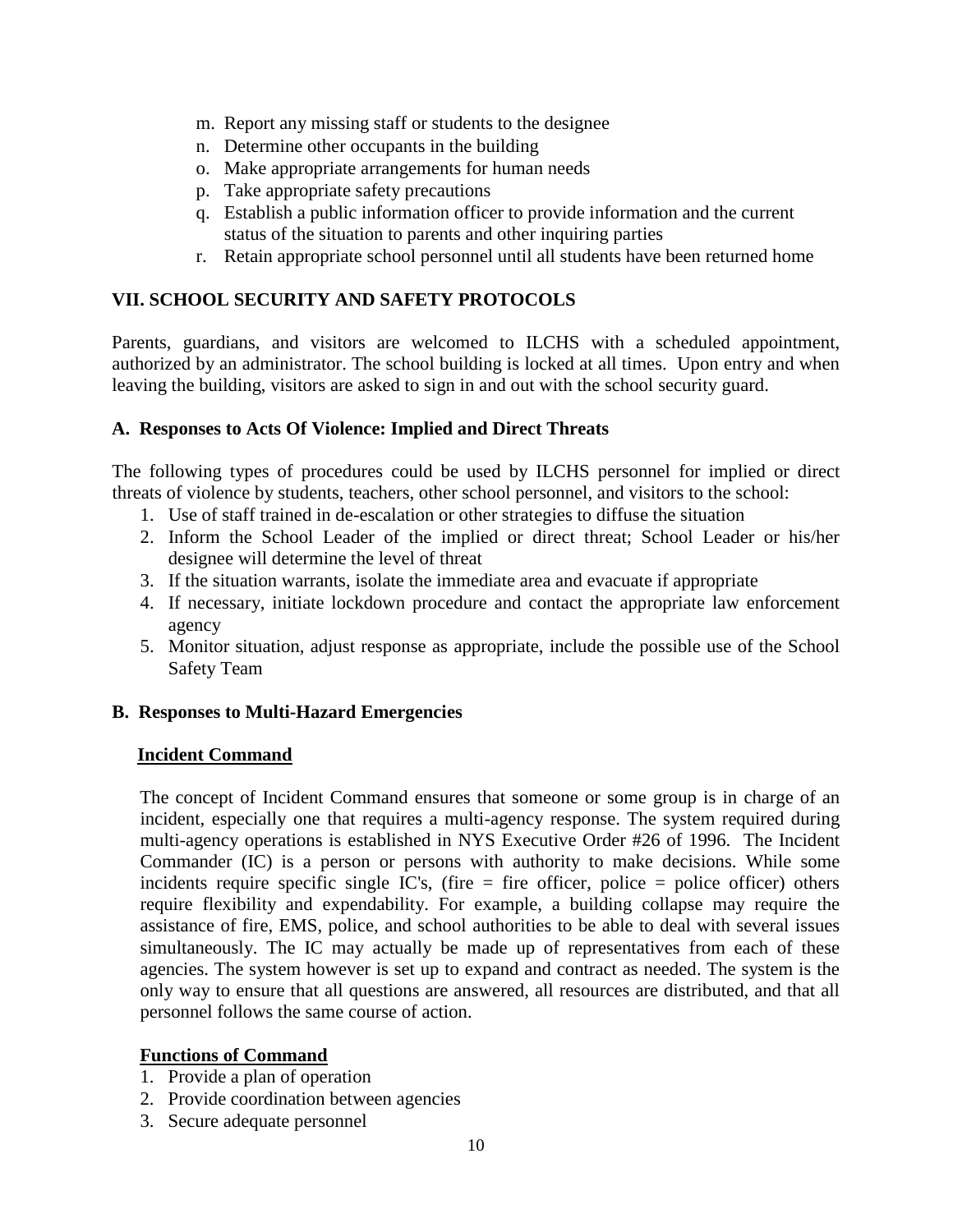m. Report any missing staff or students to the designee
n. Determine other occupants in the building
o. Make appropriate arrangements for human needs
p. Take appropriate safety precautions
q. Establish a public information officer to provide information and the current status of the situation to parents and other inquiring parties
r. Retain appropriate school personnel until all students have been returned home

## VII. SCHOOL SECURITY AND SAFETY PROTOCOLS

Parents, guardians, and visitors are welcomed to ILCHS with a scheduled appointment, authorized by an administrator. The school building is locked at all times. Upon entry and when leaving the building, visitors are asked to sign in and out with the school security guard.

### A. Responses to Acts Of Violence: Implied and Direct Threats

The following types of procedures could be used by ILCHS personnel for implied or direct threats of violence by students, teachers, other school personnel, and visitors to the school:

1. Use of staff trained in de-escalation or other strategies to diffuse the situation
2. Inform the School Leader of the implied or direct threat; School Leader or his/her designee will determine the level of threat
3. If the situation warrants, isolate the immediate area and evacuate if appropriate
4. If necessary, initiate lockdown procedure and contact the appropriate law enforcement agency
5. Monitor situation, adjust response as appropriate, include the possible use of the School Safety Team

### B. Responses to Multi-Hazard Emergencies

**Incident Command**

The concept of Incident Command ensures that someone or some group is in charge of an incident, especially one that requires a multi-agency response. The system required during multi-agency operations is established in NYS Executive Order #26 of 1996. The Incident Commander (IC) is a person or persons with authority to make decisions. While some incidents require specific single IC's, (fire = fire officer, police = police officer) others require flexibility and expendability. For example, a building collapse may require the assistance of fire, EMS, police, and school authorities to be able to deal with several issues simultaneously. The IC may actually be made up of representatives from each of these agencies. The system however is set up to expand and contract as needed. The system is the only way to ensure that all questions are answered, all resources are distributed, and that all personnel follows the same course of action.

**Functions of Command**

1. Provide a plan of operation
2. Provide coordination between agencies
3. Secure adequate personnel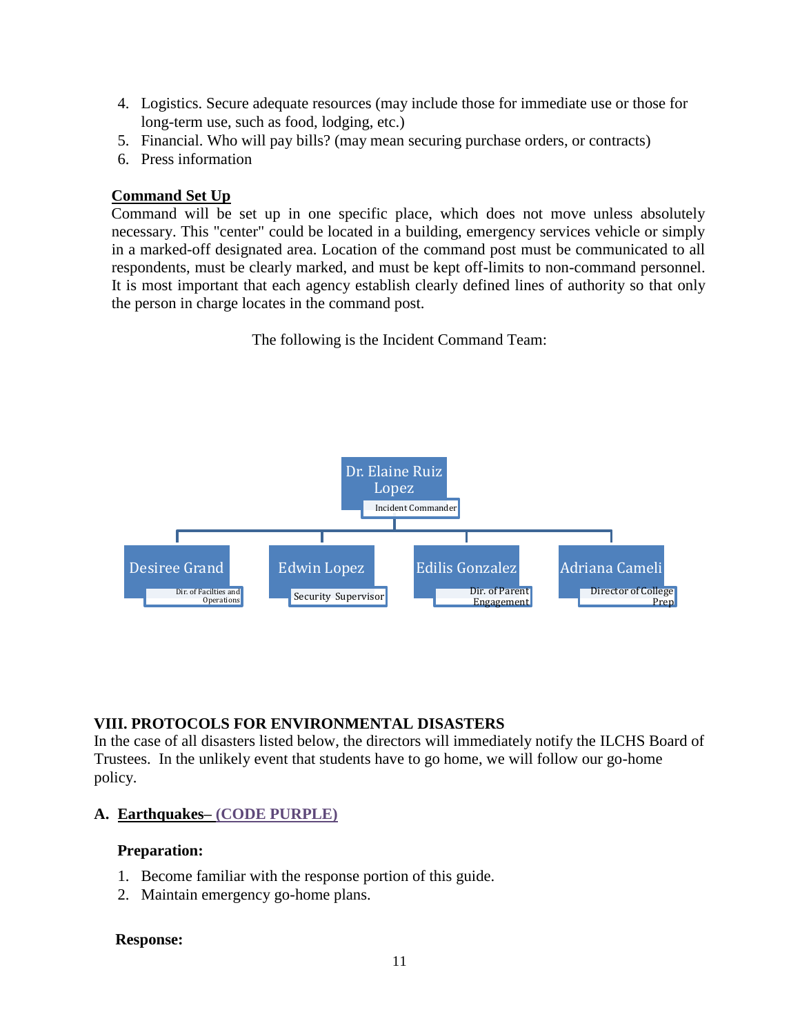4. Logistics. Secure adequate resources (may include those for immediate use or those for long-term use, such as food, lodging, etc.)
5. Financial. Who will pay bills? (may mean securing purchase orders, or contracts)
6. Press information

**<u>Command Set Up</u>**

Command will be set up in one specific place, which does not move unless absolutely necessary. This "center" could be located in a building, emergency services vehicle or simply in a marked-off designated area. Location of the command post must be communicated to all respondents, must be clearly marked, and must be kept off-limits to non-command personnel. It is most important that each agency establish clearly defined lines of authority so that only the person in charge locates in the command post.

The following is the Incident Command Team:

- Dr. Elaine Ruiz Lopez — Incident Commander
  - Desiree Grand — Dir. of Facilties and Operations
  - Edwin Lopez — Security Supervisor
  - Edilis Gonzalez — Dir. of Parent Engagement
  - Adriana Cameli — Director of College Prep

## VIII. PROTOCOLS FOR ENVIRONMENTAL DISASTERS

In the case of all disasters listed below, the directors will immediately notify the ILCHS Board of Trustees. In the unlikely event that students have to go home, we will follow our go-home policy.

### A. <u>Earthquakes– (CODE PURPLE)</u>

**Preparation:**

1. Become familiar with the response portion of this guide.
2. Maintain emergency go-home plans.

**Response:**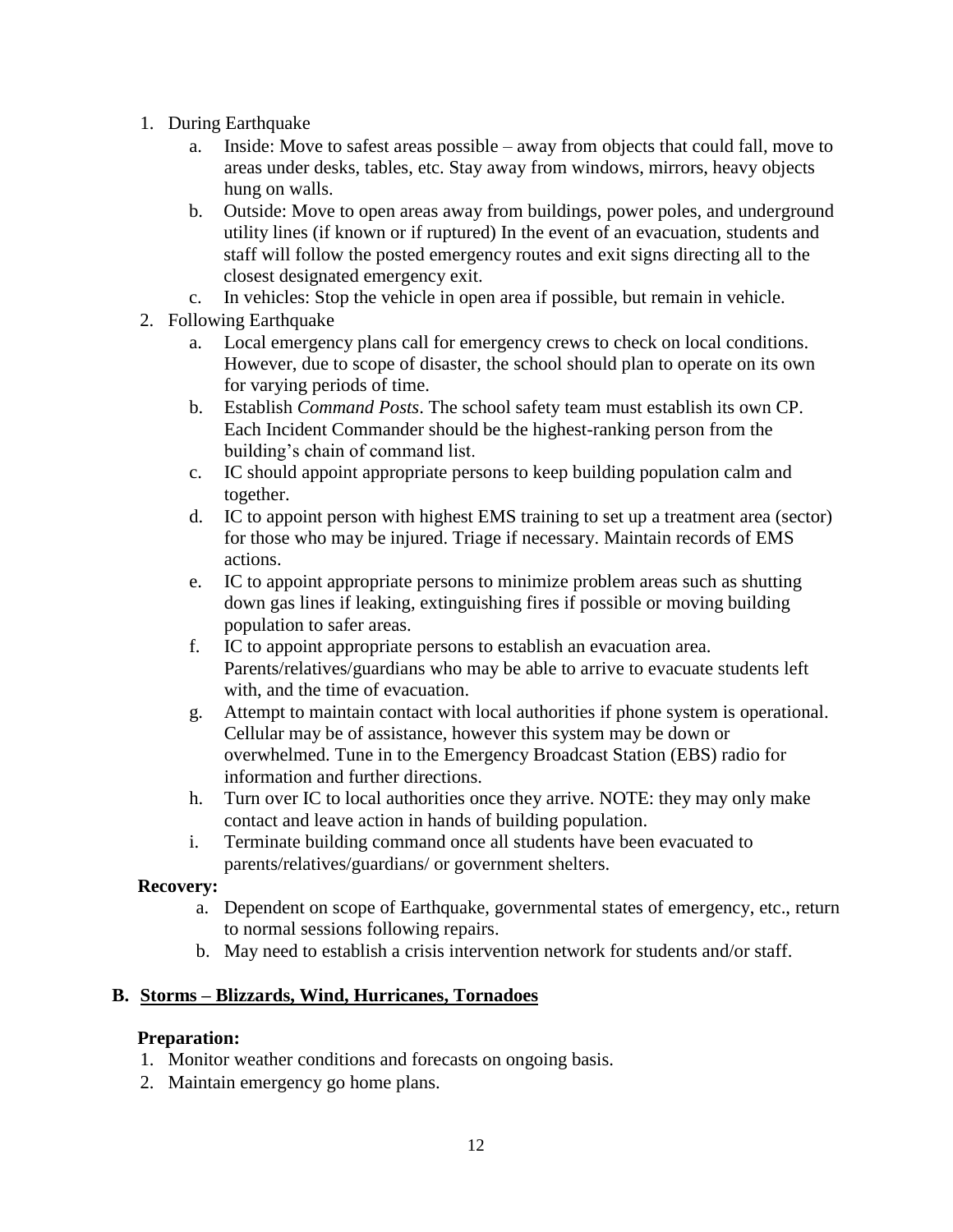1. During Earthquake
   a. Inside: Move to safest areas possible – away from objects that could fall, move to areas under desks, tables, etc. Stay away from windows, mirrors, heavy objects hung on walls.
   b. Outside: Move to open areas away from buildings, power poles, and underground utility lines (if known or if ruptured) In the event of an evacuation, students and staff will follow the posted emergency routes and exit signs directing all to the closest designated emergency exit.
   c. In vehicles: Stop the vehicle in open area if possible, but remain in vehicle.
2. Following Earthquake
   a. Local emergency plans call for emergency crews to check on local conditions. However, due to scope of disaster, the school should plan to operate on its own for varying periods of time.
   b. Establish *Command Posts*. The school safety team must establish its own CP. Each Incident Commander should be the highest-ranking person from the building's chain of command list.
   c. IC should appoint appropriate persons to keep building population calm and together.
   d. IC to appoint person with highest EMS training to set up a treatment area (sector) for those who may be injured. Triage if necessary. Maintain records of EMS actions.
   e. IC to appoint appropriate persons to minimize problem areas such as shutting down gas lines if leaking, extinguishing fires if possible or moving building population to safer areas.
   f. IC to appoint appropriate persons to establish an evacuation area. Parents/relatives/guardians who may be able to arrive to evacuate students left with, and the time of evacuation.
   g. Attempt to maintain contact with local authorities if phone system is operational. Cellular may be of assistance, however this system may be down or overwhelmed. Tune in to the Emergency Broadcast Station (EBS) radio for information and further directions.
   h. Turn over IC to local authorities once they arrive. NOTE: they may only make contact and leave action in hands of building population.
   i. Terminate building command once all students have been evacuated to parents/relatives/guardians/ or government shelters.

**Recovery:**

   a. Dependent on scope of Earthquake, governmental states of emergency, etc., return to normal sessions following repairs.
   b. May need to establish a crisis intervention network for students and/or staff.

### B. Storms – Blizzards, Wind, Hurricanes, Tornadoes

**Preparation:**

1. Monitor weather conditions and forecasts on ongoing basis.
2. Maintain emergency go home plans.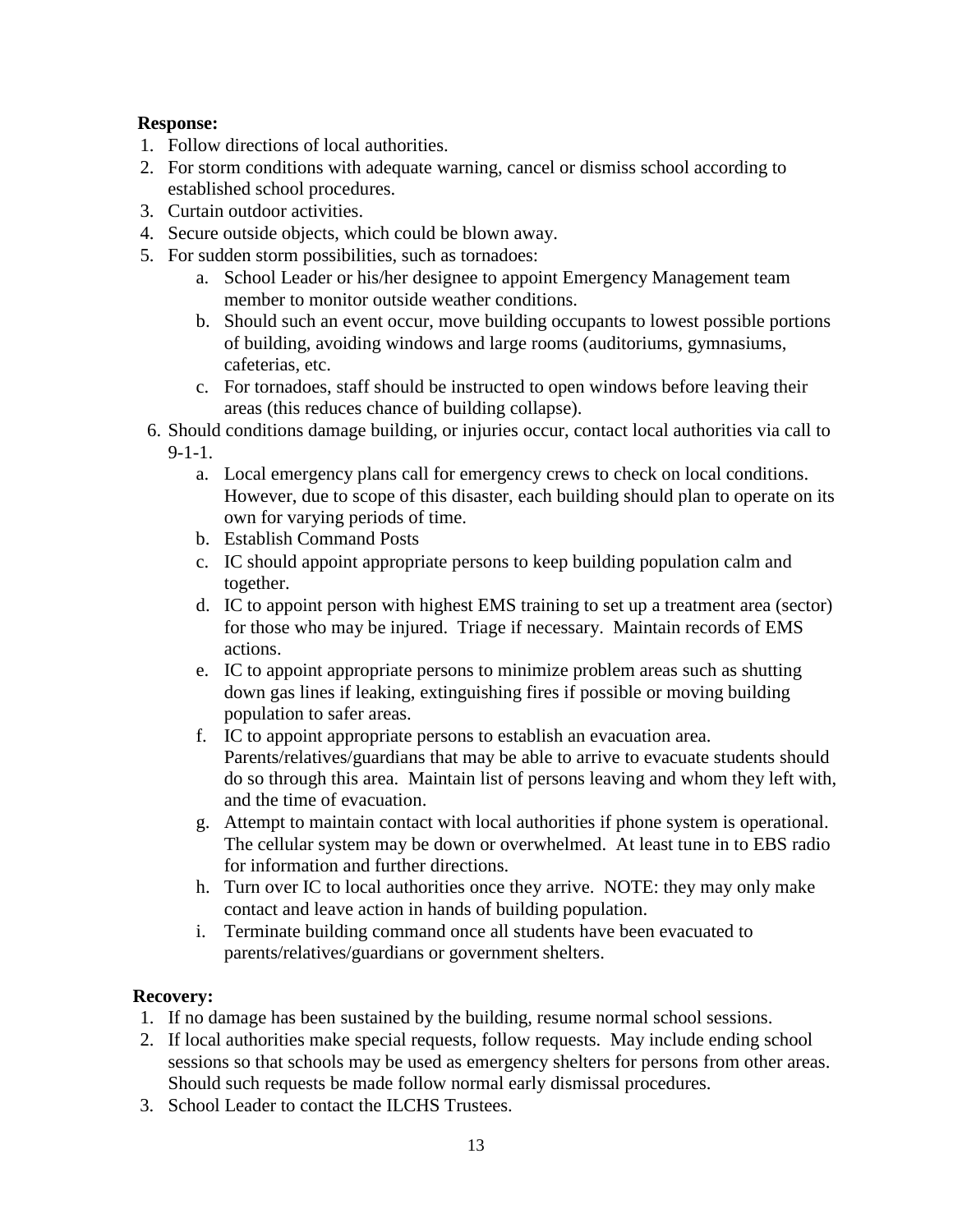**Response:**

1. Follow directions of local authorities.
2. For storm conditions with adequate warning, cancel or dismiss school according to established school procedures.
3. Curtain outdoor activities.
4. Secure outside objects, which could be blown away.
5. For sudden storm possibilities, such as tornadoes:
   a. School Leader or his/her designee to appoint Emergency Management team member to monitor outside weather conditions.
   b. Should such an event occur, move building occupants to lowest possible portions of building, avoiding windows and large rooms (auditoriums, gymnasiums, cafeterias, etc.
   c. For tornadoes, staff should be instructed to open windows before leaving their areas (this reduces chance of building collapse).
6. Should conditions damage building, or injuries occur, contact local authorities via call to 9-1-1.
   a. Local emergency plans call for emergency crews to check on local conditions. However, due to scope of this disaster, each building should plan to operate on its own for varying periods of time.
   b. Establish Command Posts
   c. IC should appoint appropriate persons to keep building population calm and together.
   d. IC to appoint person with highest EMS training to set up a treatment area (sector) for those who may be injured. Triage if necessary. Maintain records of EMS actions.
   e. IC to appoint appropriate persons to minimize problem areas such as shutting down gas lines if leaking, extinguishing fires if possible or moving building population to safer areas.
   f. IC to appoint appropriate persons to establish an evacuation area. Parents/relatives/guardians that may be able to arrive to evacuate students should do so through this area. Maintain list of persons leaving and whom they left with, and the time of evacuation.
   g. Attempt to maintain contact with local authorities if phone system is operational. The cellular system may be down or overwhelmed. At least tune in to EBS radio for information and further directions.
   h. Turn over IC to local authorities once they arrive. NOTE: they may only make contact and leave action in hands of building population.
   i. Terminate building command once all students have been evacuated to parents/relatives/guardians or government shelters.

**Recovery:**

1. If no damage has been sustained by the building, resume normal school sessions.
2. If local authorities make special requests, follow requests. May include ending school sessions so that schools may be used as emergency shelters for persons from other areas. Should such requests be made follow normal early dismissal procedures.
3. School Leader to contact the ILCHS Trustees.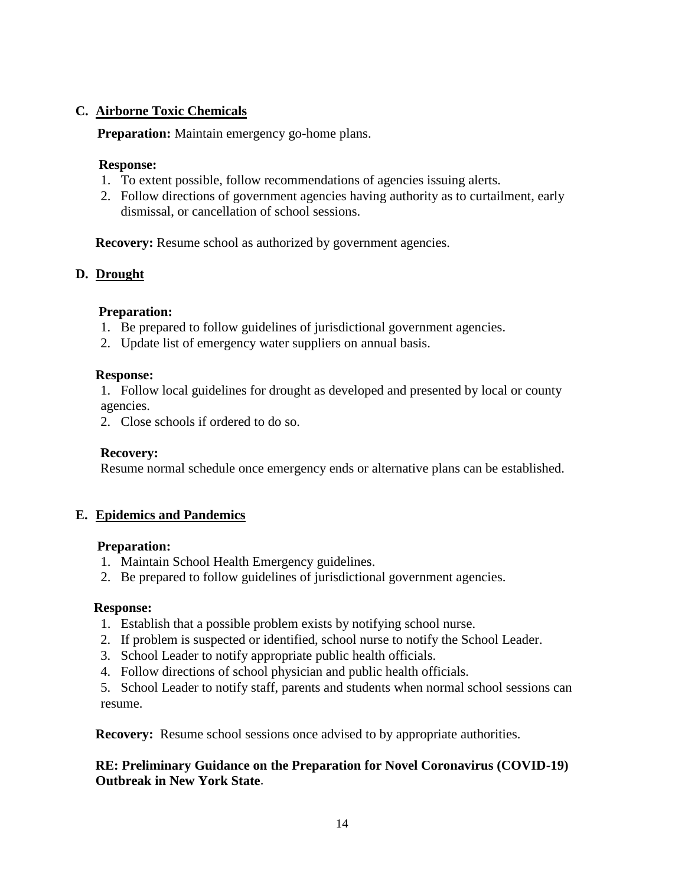### C. Airborne Toxic Chemicals

**Preparation:** Maintain emergency go-home plans.

**Response:**

1. To extent possible, follow recommendations of agencies issuing alerts.
2. Follow directions of government agencies having authority as to curtailment, early dismissal, or cancellation of school sessions.

**Recovery:** Resume school as authorized by government agencies.

### D. Drought

**Preparation:**

1. Be prepared to follow guidelines of jurisdictional government agencies.
2. Update list of emergency water suppliers on annual basis.

**Response:**

1. Follow local guidelines for drought as developed and presented by local or county agencies.
2. Close schools if ordered to do so.

**Recovery:**

Resume normal schedule once emergency ends or alternative plans can be established.

### E. Epidemics and Pandemics

**Preparation:**

1. Maintain School Health Emergency guidelines.
2. Be prepared to follow guidelines of jurisdictional government agencies.

**Response:**

1. Establish that a possible problem exists by notifying school nurse.
2. If problem is suspected or identified, school nurse to notify the School Leader.
3. School Leader to notify appropriate public health officials.
4. Follow directions of school physician and public health officials.
5. School Leader to notify staff, parents and students when normal school sessions can resume.

**Recovery:** Resume school sessions once advised to by appropriate authorities.

**RE: Preliminary Guidance on the Preparation for Novel Coronavirus (COVID-19) Outbreak in New York State**.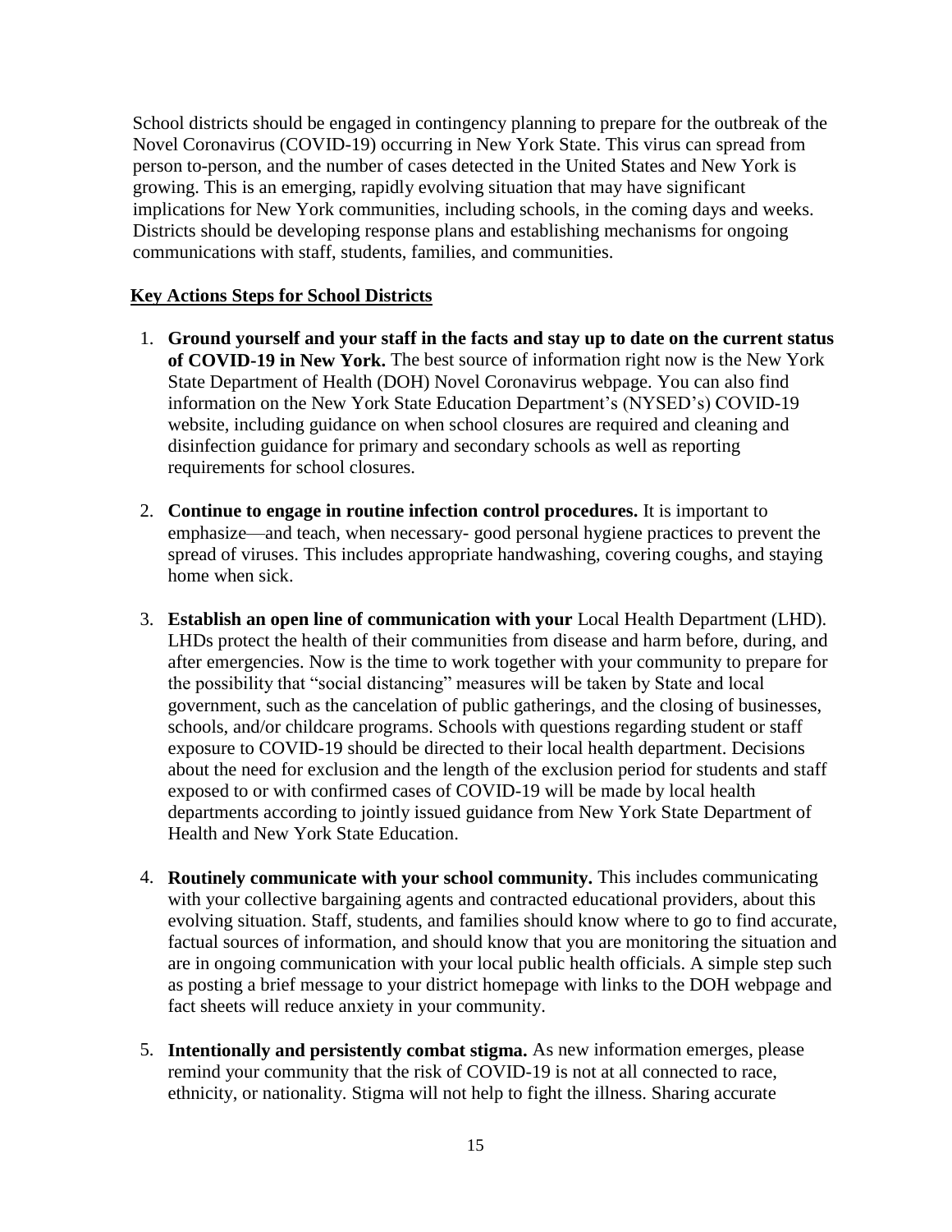School districts should be engaged in contingency planning to prepare for the outbreak of the Novel Coronavirus (COVID-19) occurring in New York State. This virus can spread from person to-person, and the number of cases detected in the United States and New York is growing. This is an emerging, rapidly evolving situation that may have significant implications for New York communities, including schools, in the coming days and weeks. Districts should be developing response plans and establishing mechanisms for ongoing communications with staff, students, families, and communities.

**Key Actions Steps for School Districts**

1. **Ground yourself and your staff in the facts and stay up to date on the current status of COVID-19 in New York.** The best source of information right now is the New York State Department of Health (DOH) Novel Coronavirus webpage. You can also find information on the New York State Education Department's (NYSED's) COVID-19 website, including guidance on when school closures are required and cleaning and disinfection guidance for primary and secondary schools as well as reporting requirements for school closures.

2. **Continue to engage in routine infection control procedures.** It is important to emphasize—and teach, when necessary- good personal hygiene practices to prevent the spread of viruses. This includes appropriate handwashing, covering coughs, and staying home when sick.

3. **Establish an open line of communication with your** Local Health Department (LHD). LHDs protect the health of their communities from disease and harm before, during, and after emergencies. Now is the time to work together with your community to prepare for the possibility that "social distancing" measures will be taken by State and local government, such as the cancelation of public gatherings, and the closing of businesses, schools, and/or childcare programs. Schools with questions regarding student or staff exposure to COVID-19 should be directed to their local health department. Decisions about the need for exclusion and the length of the exclusion period for students and staff exposed to or with confirmed cases of COVID-19 will be made by local health departments according to jointly issued guidance from New York State Department of Health and New York State Education.

4. **Routinely communicate with your school community.** This includes communicating with your collective bargaining agents and contracted educational providers, about this evolving situation. Staff, students, and families should know where to go to find accurate, factual sources of information, and should know that you are monitoring the situation and are in ongoing communication with your local public health officials. A simple step such as posting a brief message to your district homepage with links to the DOH webpage and fact sheets will reduce anxiety in your community.

5. **Intentionally and persistently combat stigma.** As new information emerges, please remind your community that the risk of COVID-19 is not at all connected to race, ethnicity, or nationality. Stigma will not help to fight the illness. Sharing accurate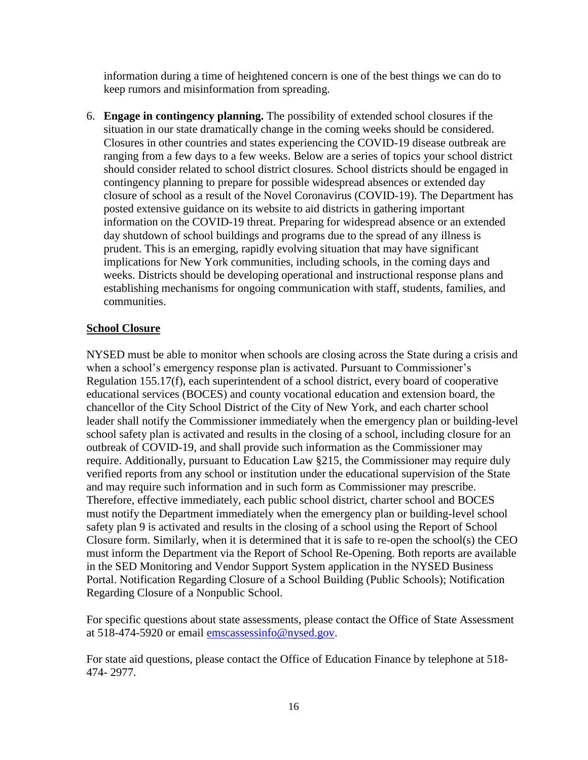information during a time of heightened concern is one of the best things we can do to keep rumors and misinformation from spreading.

6. **Engage in contingency planning.** The possibility of extended school closures if the situation in our state dramatically change in the coming weeks should be considered. Closures in other countries and states experiencing the COVID-19 disease outbreak are ranging from a few days to a few weeks. Below are a series of topics your school district should consider related to school district closures. School districts should be engaged in contingency planning to prepare for possible widespread absences or extended day closure of school as a result of the Novel Coronavirus (COVID-19). The Department has posted extensive guidance on its website to aid districts in gathering important information on the COVID-19 threat. Preparing for widespread absence or an extended day shutdown of school buildings and programs due to the spread of any illness is prudent. This is an emerging, rapidly evolving situation that may have significant implications for New York communities, including schools, in the coming days and weeks. Districts should be developing operational and instructional response plans and establishing mechanisms for ongoing communication with staff, students, families, and communities.

**School Closure**

NYSED must be able to monitor when schools are closing across the State during a crisis and when a school's emergency response plan is activated. Pursuant to Commissioner's Regulation 155.17(f), each superintendent of a school district, every board of cooperative educational services (BOCES) and county vocational education and extension board, the chancellor of the City School District of the City of New York, and each charter school leader shall notify the Commissioner immediately when the emergency plan or building-level school safety plan is activated and results in the closing of a school, including closure for an outbreak of COVID-19, and shall provide such information as the Commissioner may require. Additionally, pursuant to Education Law §215, the Commissioner may require duly verified reports from any school or institution under the educational supervision of the State and may require such information and in such form as Commissioner may prescribe. Therefore, effective immediately, each public school district, charter school and BOCES must notify the Department immediately when the emergency plan or building-level school safety plan 9 is activated and results in the closing of a school using the Report of School Closure form. Similarly, when it is determined that it is safe to re-open the school(s) the CEO must inform the Department via the Report of School Re-Opening. Both reports are available in the SED Monitoring and Vendor Support System application in the NYSED Business Portal. Notification Regarding Closure of a School Building (Public Schools); Notification Regarding Closure of a Nonpublic School.

For specific questions about state assessments, please contact the Office of State Assessment at 518-474-5920 or email emscassessinfo@nysed.gov.

For state aid questions, please contact the Office of Education Finance by telephone at 518-474- 2977.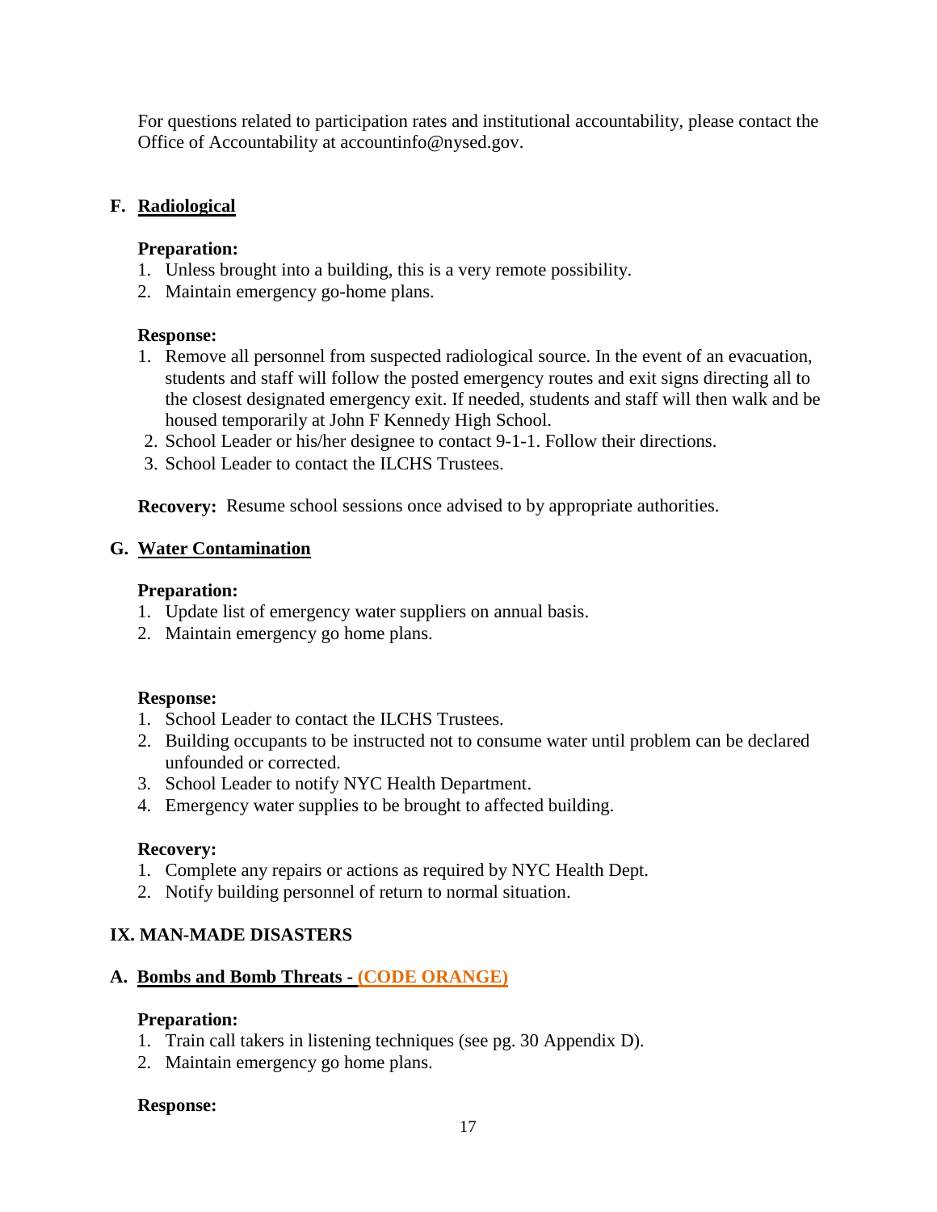For questions related to participation rates and institutional accountability, please contact the Office of Accountability at accountinfo@nysed.gov.

### F. Radiological

**Preparation:**

1. Unless brought into a building, this is a very remote possibility.
2. Maintain emergency go-home plans.

**Response:**

1. Remove all personnel from suspected radiological source. In the event of an evacuation, students and staff will follow the posted emergency routes and exit signs directing all to the closest designated emergency exit. If needed, students and staff will then walk and be housed temporarily at John F Kennedy High School.
2. School Leader or his/her designee to contact 9-1-1. Follow their directions.
3. School Leader to contact the ILCHS Trustees.

**Recovery:** Resume school sessions once advised to by appropriate authorities.

### G. Water Contamination

**Preparation:**

1. Update list of emergency water suppliers on annual basis.
2. Maintain emergency go home plans.

**Response:**

1. School Leader to contact the ILCHS Trustees.
2. Building occupants to be instructed not to consume water until problem can be declared unfounded or corrected.
3. School Leader to notify NYC Health Department.
4. Emergency water supplies to be brought to affected building.

**Recovery:**

1. Complete any repairs or actions as required by NYC Health Dept.
2. Notify building personnel of return to normal situation.

## IX. MAN-MADE DISASTERS

### A. Bombs and Bomb Threats - (CODE ORANGE)

**Preparation:**

1. Train call takers in listening techniques (see pg. 30 Appendix D).
2. Maintain emergency go home plans.

**Response:**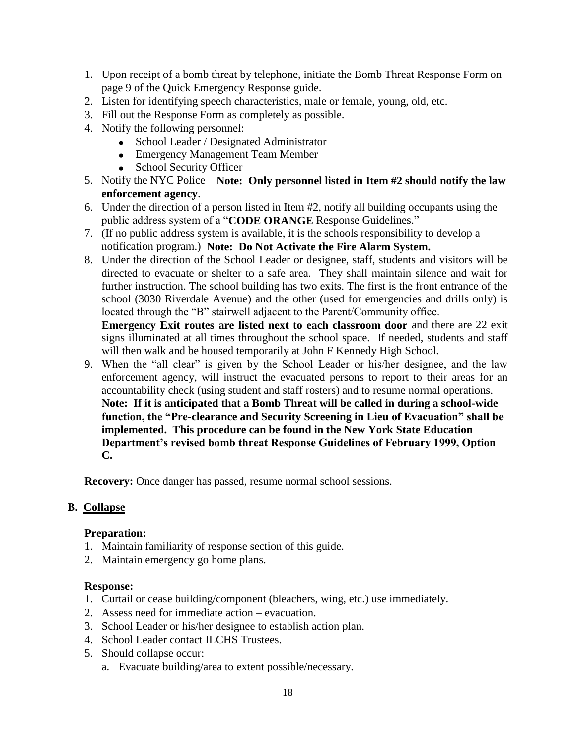1. Upon receipt of a bomb threat by telephone, initiate the Bomb Threat Response Form on page 9 of the Quick Emergency Response guide.
2. Listen for identifying speech characteristics, male or female, young, old, etc.
3. Fill out the Response Form as completely as possible.
4. Notify the following personnel:
   - School Leader / Designated Administrator
   - Emergency Management Team Member
   - School Security Officer
5. Notify the NYC Police – **Note: Only personnel listed in Item #2 should notify the law enforcement agency**.
6. Under the direction of a person listed in Item #2, notify all building occupants using the public address system of a "**CODE ORANGE** Response Guidelines."
7. (If no public address system is available, it is the schools responsibility to develop a notification program.) **Note: Do Not Activate the Fire Alarm System.**
8. Under the direction of the School Leader or designee, staff, students and visitors will be directed to evacuate or shelter to a safe area. They shall maintain silence and wait for further instruction. The school building has two exits. The first is the front entrance of the school (3030 Riverdale Avenue) and the other (used for emergencies and drills only) is located through the "B" stairwell adjacent to the Parent/Community office.
   **Emergency Exit routes are listed next to each classroom door** and there are 22 exit signs illuminated at all times throughout the school space. If needed, students and staff will then walk and be housed temporarily at John F Kennedy High School.
9. When the "all clear" is given by the School Leader or his/her designee, and the law enforcement agency, will instruct the evacuated persons to report to their areas for an accountability check (using student and staff rosters) and to resume normal operations.
   **Note: If it is anticipated that a Bomb Threat will be called in during a school-wide function, the "Pre-clearance and Security Screening in Lieu of Evacuation" shall be implemented. This procedure can be found in the New York State Education Department's revised bomb threat Response Guidelines of February 1999, Option C.**

**Recovery:** Once danger has passed, resume normal school sessions.

## B. Collapse

**Preparation:**

1. Maintain familiarity of response section of this guide.
2. Maintain emergency go home plans.

**Response:**

1. Curtail or cease building/component (bleachers, wing, etc.) use immediately.
2. Assess need for immediate action – evacuation.
3. School Leader or his/her designee to establish action plan.
4. School Leader contact ILCHS Trustees.
5. Should collapse occur:
   a. Evacuate building/area to extent possible/necessary.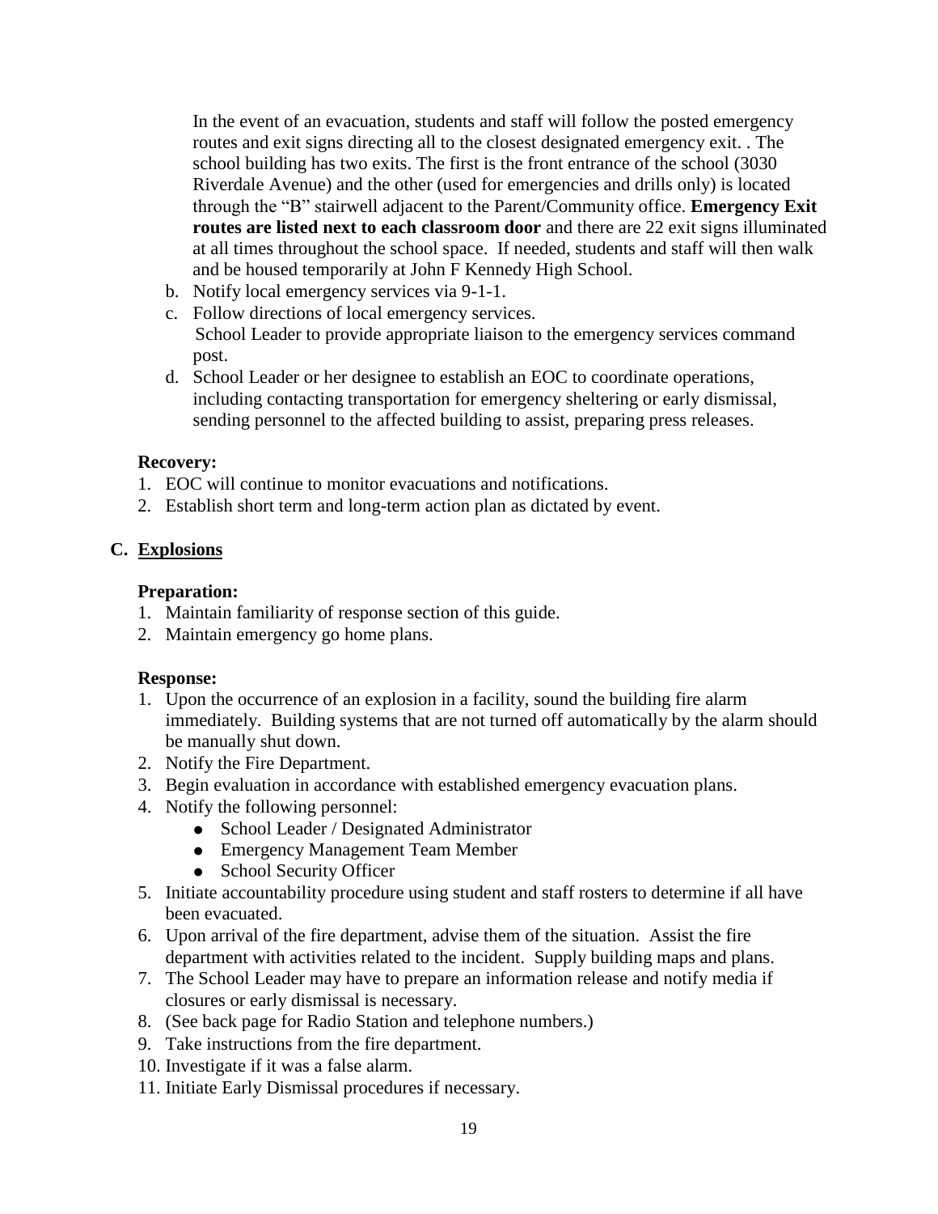In the event of an evacuation, students and staff will follow the posted emergency routes and exit signs directing all to the closest designated emergency exit. . The school building has two exits. The first is the front entrance of the school (3030 Riverdale Avenue) and the other (used for emergencies and drills only) is located through the "B" stairwell adjacent to the Parent/Community office. **Emergency Exit routes are listed next to each classroom door** and there are 22 exit signs illuminated at all times throughout the school space. If needed, students and staff will then walk and be housed temporarily at John F Kennedy High School.

b. Notify local emergency services via 9-1-1.
c. Follow directions of local emergency services.
   School Leader to provide appropriate liaison to the emergency services command post.
d. School Leader or her designee to establish an EOC to coordinate operations, including contacting transportation for emergency sheltering or early dismissal, sending personnel to the affected building to assist, preparing press releases.

**Recovery:**

1. EOC will continue to monitor evacuations and notifications.
2. Establish short term and long-term action plan as dictated by event.

## C. Explosions

**Preparation:**

1. Maintain familiarity of response section of this guide.
2. Maintain emergency go home plans.

**Response:**

1. Upon the occurrence of an explosion in a facility, sound the building fire alarm immediately. Building systems that are not turned off automatically by the alarm should be manually shut down.
2. Notify the Fire Department.
3. Begin evaluation in accordance with established emergency evacuation plans.
4. Notify the following personnel:
   - School Leader / Designated Administrator
   - Emergency Management Team Member
   - School Security Officer
5. Initiate accountability procedure using student and staff rosters to determine if all have been evacuated.
6. Upon arrival of the fire department, advise them of the situation. Assist the fire department with activities related to the incident. Supply building maps and plans.
7. The School Leader may have to prepare an information release and notify media if closures or early dismissal is necessary.
8. (See back page for Radio Station and telephone numbers.)
9. Take instructions from the fire department.
10. Investigate if it was a false alarm.
11. Initiate Early Dismissal procedures if necessary.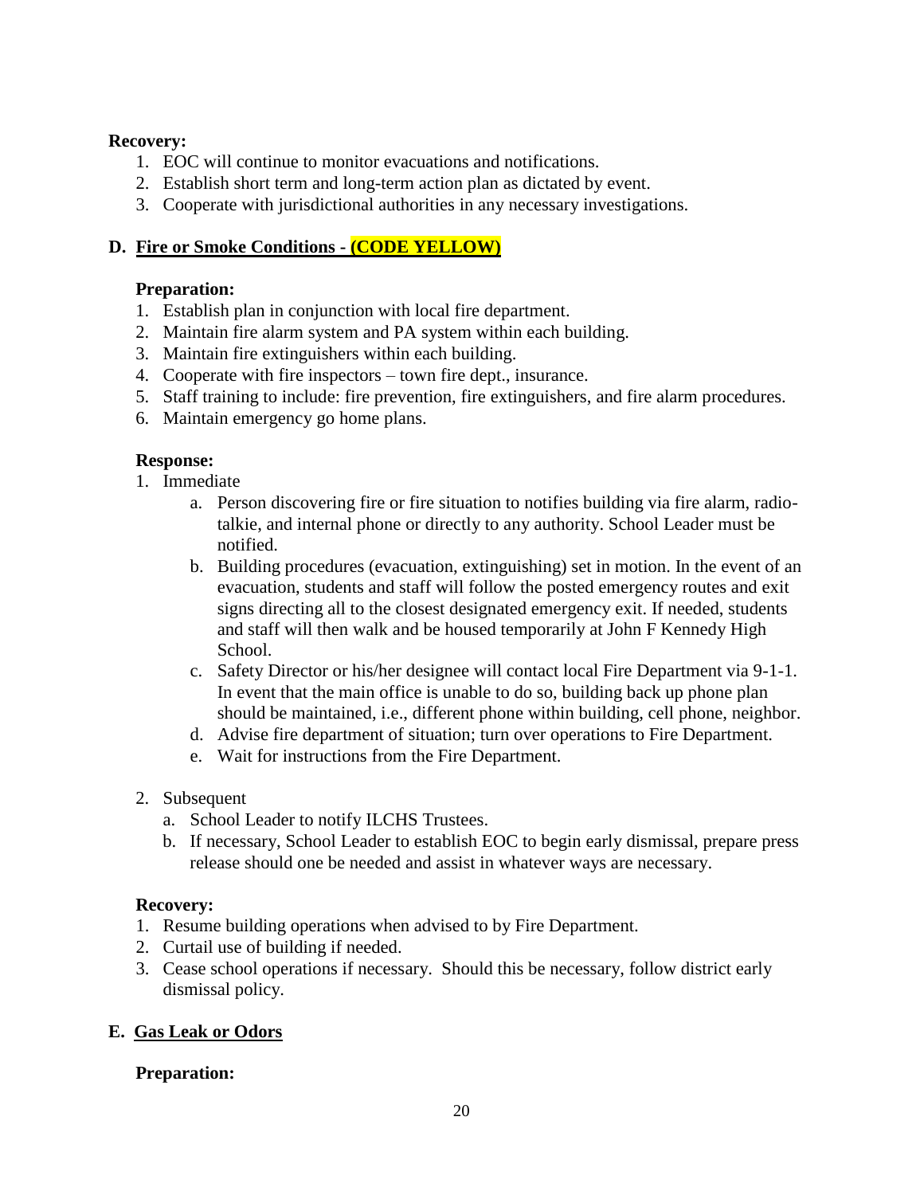**Recovery:**

1. EOC will continue to monitor evacuations and notifications.
2. Establish short term and long-term action plan as dictated by event.
3. Cooperate with jurisdictional authorities in any necessary investigations.

## D. Fire or Smoke Conditions - (CODE YELLOW)

**Preparation:**

1. Establish plan in conjunction with local fire department.
2. Maintain fire alarm system and PA system within each building.
3. Maintain fire extinguishers within each building.
4. Cooperate with fire inspectors – town fire dept., insurance.
5. Staff training to include: fire prevention, fire extinguishers, and fire alarm procedures.
6. Maintain emergency go home plans.

**Response:**

1. Immediate
   a. Person discovering fire or fire situation to notifies building via fire alarm, radio-talkie, and internal phone or directly to any authority. School Leader must be notified.
   b. Building procedures (evacuation, extinguishing) set in motion. In the event of an evacuation, students and staff will follow the posted emergency routes and exit signs directing all to the closest designated emergency exit. If needed, students and staff will then walk and be housed temporarily at John F Kennedy High School.
   c. Safety Director or his/her designee will contact local Fire Department via 9-1-1. In event that the main office is unable to do so, building back up phone plan should be maintained, i.e., different phone within building, cell phone, neighbor.
   d. Advise fire department of situation; turn over operations to Fire Department.
   e. Wait for instructions from the Fire Department.

2. Subsequent
   a. School Leader to notify ILCHS Trustees.
   b. If necessary, School Leader to establish EOC to begin early dismissal, prepare press release should one be needed and assist in whatever ways are necessary.

**Recovery:**

1. Resume building operations when advised to by Fire Department.
2. Curtail use of building if needed.
3. Cease school operations if necessary. Should this be necessary, follow district early dismissal policy.

## E. Gas Leak or Odors

**Preparation:**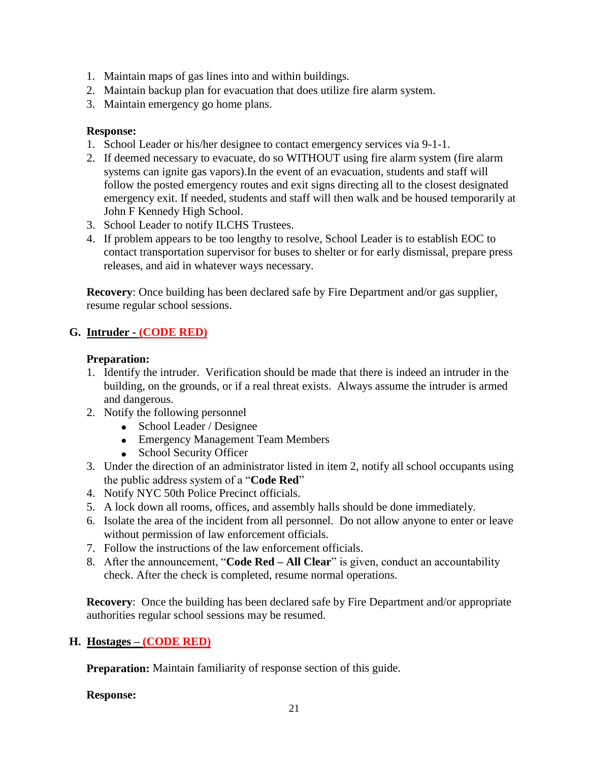1. Maintain maps of gas lines into and within buildings.
2. Maintain backup plan for evacuation that does utilize fire alarm system.
3. Maintain emergency go home plans.

**Response:**

1. School Leader or his/her designee to contact emergency services via 9-1-1.
2. If deemed necessary to evacuate, do so WITHOUT using fire alarm system (fire alarm systems can ignite gas vapors).In the event of an evacuation, students and staff will follow the posted emergency routes and exit signs directing all to the closest designated emergency exit. If needed, students and staff will then walk and be housed temporarily at John F Kennedy High School.
3. School Leader to notify ILCHS Trustees.
4. If problem appears to be too lengthy to resolve, School Leader is to establish EOC to contact transportation supervisor for buses to shelter or for early dismissal, prepare press releases, and aid in whatever ways necessary.

**Recovery**: Once building has been declared safe by Fire Department and/or gas supplier, resume regular school sessions.

## G. Intruder - (CODE RED)

**Preparation:**

1. Identify the intruder. Verification should be made that there is indeed an intruder in the building, on the grounds, or if a real threat exists. Always assume the intruder is armed and dangerous.
2. Notify the following personnel
   - School Leader / Designee
   - Emergency Management Team Members
   - School Security Officer
3. Under the direction of an administrator listed in item 2, notify all school occupants using the public address system of a "**Code Red**"
4. Notify NYC 50th Police Precinct officials.
5. A lock down all rooms, offices, and assembly halls should be done immediately.
6. Isolate the area of the incident from all personnel. Do not allow anyone to enter or leave without permission of law enforcement officials.
7. Follow the instructions of the law enforcement officials.
8. After the announcement, "**Code Red – All Clear**" is given, conduct an accountability check. After the check is completed, resume normal operations.

**Recovery**: Once the building has been declared safe by Fire Department and/or appropriate authorities regular school sessions may be resumed.

## H. Hostages – (CODE RED)

**Preparation:** Maintain familiarity of response section of this guide.

**Response:**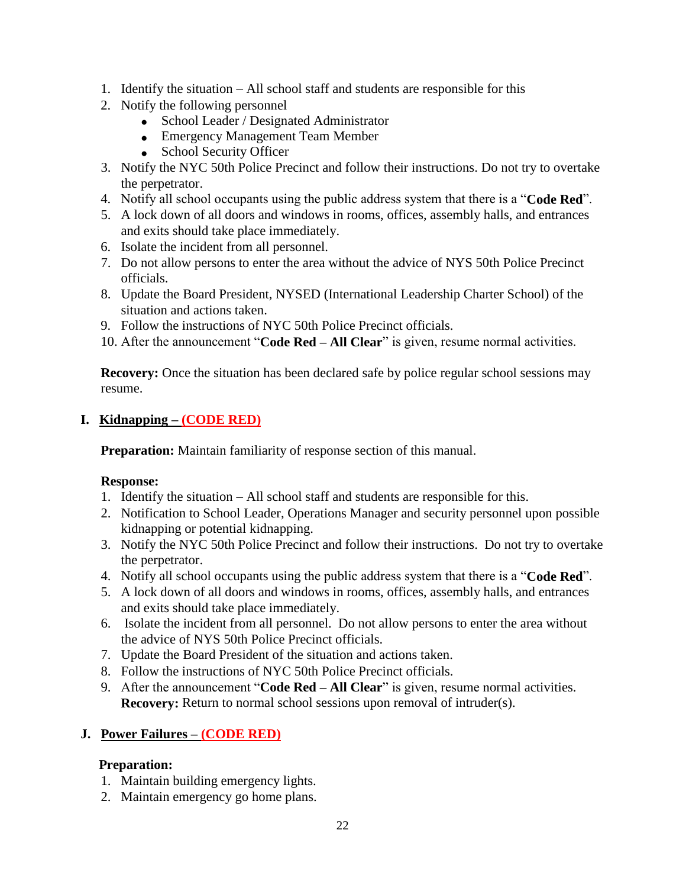1. Identify the situation – All school staff and students are responsible for this
2. Notify the following personnel
    - School Leader / Designated Administrator
    - Emergency Management Team Member
    - School Security Officer
3. Notify the NYC 50th Police Precinct and follow their instructions. Do not try to overtake the perpetrator.
4. Notify all school occupants using the public address system that there is a "**Code Red**".
5. A lock down of all doors and windows in rooms, offices, assembly halls, and entrances and exits should take place immediately.
6. Isolate the incident from all personnel.
7. Do not allow persons to enter the area without the advice of NYS 50th Police Precinct officials.
8. Update the Board President, NYSED (International Leadership Charter School) of the situation and actions taken.
9. Follow the instructions of NYC 50th Police Precinct officials.
10. After the announcement "**Code Red – All Clear**" is given, resume normal activities.

**Recovery:** Once the situation has been declared safe by police regular school sessions may resume.

## I. Kidnapping – (CODE RED)

**Preparation:** Maintain familiarity of response section of this manual.

**Response:**

1. Identify the situation – All school staff and students are responsible for this.
2. Notification to School Leader, Operations Manager and security personnel upon possible kidnapping or potential kidnapping.
3. Notify the NYC 50th Police Precinct and follow their instructions. Do not try to overtake the perpetrator.
4. Notify all school occupants using the public address system that there is a "**Code Red**".
5. A lock down of all doors and windows in rooms, offices, assembly halls, and entrances and exits should take place immediately.
6. Isolate the incident from all personnel. Do not allow persons to enter the area without the advice of NYS 50th Police Precinct officials.
7. Update the Board President of the situation and actions taken.
8. Follow the instructions of NYC 50th Police Precinct officials.
9. After the announcement "**Code Red – All Clear**" is given, resume normal activities.
   **Recovery:** Return to normal school sessions upon removal of intruder(s).

## J. Power Failures – (CODE RED)

**Preparation:**

1. Maintain building emergency lights.
2. Maintain emergency go home plans.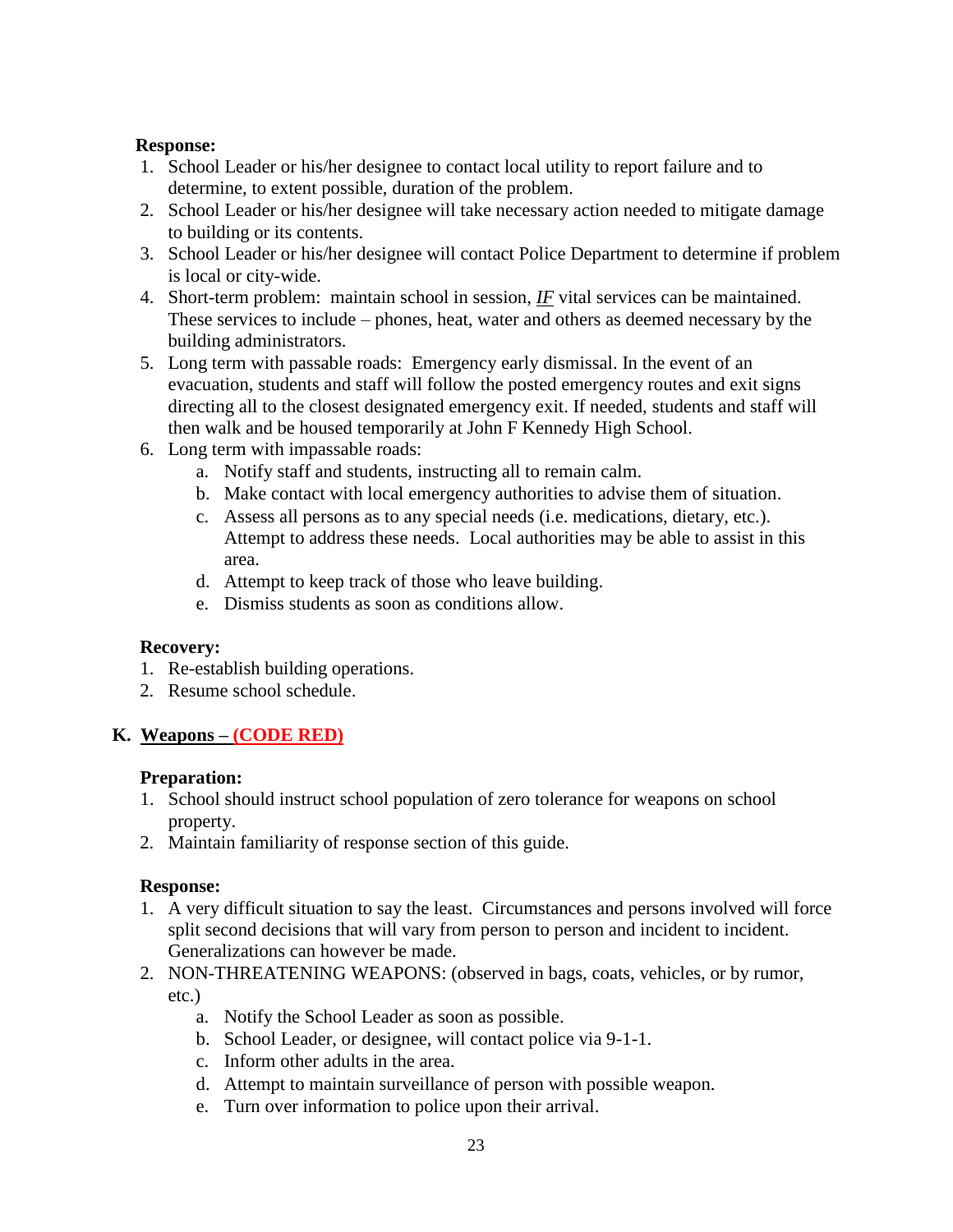**Response:**

1. School Leader or his/her designee to contact local utility to report failure and to determine, to extent possible, duration of the problem.
2. School Leader or his/her designee will take necessary action needed to mitigate damage to building or its contents.
3. School Leader or his/her designee will contact Police Department to determine if problem is local or city-wide.
4. Short-term problem: maintain school in session, ***IF*** vital services can be maintained. These services to include – phones, heat, water and others as deemed necessary by the building administrators.
5. Long term with passable roads: Emergency early dismissal. In the event of an evacuation, students and staff will follow the posted emergency routes and exit signs directing all to the closest designated emergency exit. If needed, students and staff will then walk and be housed temporarily at John F Kennedy High School.
6. Long term with impassable roads:
   a. Notify staff and students, instructing all to remain calm.
   b. Make contact with local emergency authorities to advise them of situation.
   c. Assess all persons as to any special needs (i.e. medications, dietary, etc.). Attempt to address these needs. Local authorities may be able to assist in this area.
   d. Attempt to keep track of those who leave building.
   e. Dismiss students as soon as conditions allow.

**Recovery:**

1. Re-establish building operations.
2. Resume school schedule.

## K. Weapons – (CODE RED)

**Preparation:**

1. School should instruct school population of zero tolerance for weapons on school property.
2. Maintain familiarity of response section of this guide.

**Response:**

1. A very difficult situation to say the least. Circumstances and persons involved will force split second decisions that will vary from person to person and incident to incident. Generalizations can however be made.
2. NON-THREATENING WEAPONS: (observed in bags, coats, vehicles, or by rumor, etc.)
   a. Notify the School Leader as soon as possible.
   b. School Leader, or designee, will contact police via 9-1-1.
   c. Inform other adults in the area.
   d. Attempt to maintain surveillance of person with possible weapon.
   e. Turn over information to police upon their arrival.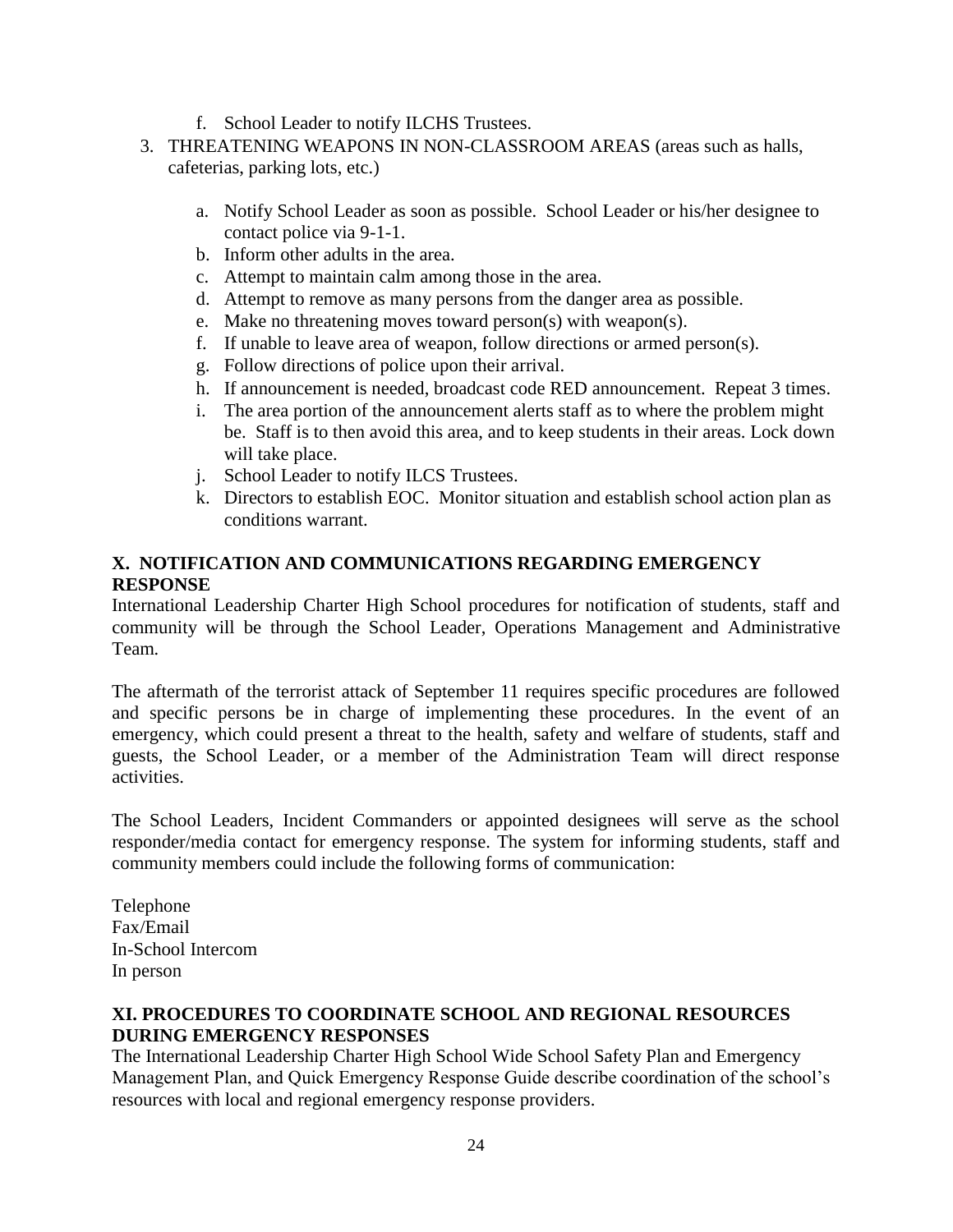f. School Leader to notify ILCHS Trustees.

3. THREATENING WEAPONS IN NON-CLASSROOM AREAS (areas such as halls, cafeterias, parking lots, etc.)

   a. Notify School Leader as soon as possible. School Leader or his/her designee to contact police via 9-1-1.
   b. Inform other adults in the area.
   c. Attempt to maintain calm among those in the area.
   d. Attempt to remove as many persons from the danger area as possible.
   e. Make no threatening moves toward person(s) with weapon(s).
   f. If unable to leave area of weapon, follow directions or armed person(s).
   g. Follow directions of police upon their arrival.
   h. If announcement is needed, broadcast code RED announcement. Repeat 3 times.
   i. The area portion of the announcement alerts staff as to where the problem might be. Staff is to then avoid this area, and to keep students in their areas. Lock down will take place.
   j. School Leader to notify ILCS Trustees.
   k. Directors to establish EOC. Monitor situation and establish school action plan as conditions warrant.

## X. NOTIFICATION AND COMMUNICATIONS REGARDING EMERGENCY RESPONSE

International Leadership Charter High School procedures for notification of students, staff and community will be through the School Leader, Operations Management and Administrative Team.

The aftermath of the terrorist attack of September 11 requires specific procedures are followed and specific persons be in charge of implementing these procedures. In the event of an emergency, which could present a threat to the health, safety and welfare of students, staff and guests, the School Leader, or a member of the Administration Team will direct response activities.

The School Leaders, Incident Commanders or appointed designees will serve as the school responder/media contact for emergency response. The system for informing students, staff and community members could include the following forms of communication:

Telephone
Fax/Email
In-School Intercom
In person

## XI. PROCEDURES TO COORDINATE SCHOOL AND REGIONAL RESOURCES DURING EMERGENCY RESPONSES

The International Leadership Charter High School Wide School Safety Plan and Emergency Management Plan, and Quick Emergency Response Guide describe coordination of the school's resources with local and regional emergency response providers.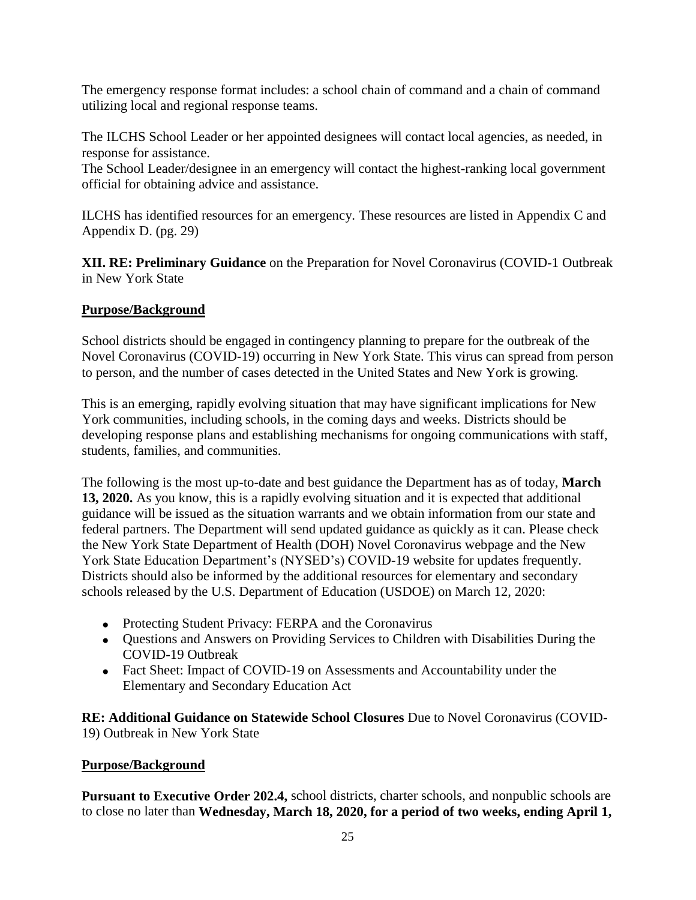The emergency response format includes: a school chain of command and a chain of command utilizing local and regional response teams.

The ILCHS School Leader or her appointed designees will contact local agencies, as needed, in response for assistance.
The School Leader/designee in an emergency will contact the highest-ranking local government official for obtaining advice and assistance.

ILCHS has identified resources for an emergency. These resources are listed in Appendix C and Appendix D. (pg. 29)

**XII. RE: Preliminary Guidance** on the Preparation for Novel Coronavirus (COVID-1 Outbreak in New York State

**Purpose/Background**

School districts should be engaged in contingency planning to prepare for the outbreak of the Novel Coronavirus (COVID-19) occurring in New York State. This virus can spread from person to person, and the number of cases detected in the United States and New York is growing.

This is an emerging, rapidly evolving situation that may have significant implications for New York communities, including schools, in the coming days and weeks. Districts should be developing response plans and establishing mechanisms for ongoing communications with staff, students, families, and communities.

The following is the most up-to-date and best guidance the Department has as of today, **March 13, 2020.** As you know, this is a rapidly evolving situation and it is expected that additional guidance will be issued as the situation warrants and we obtain information from our state and federal partners. The Department will send updated guidance as quickly as it can. Please check the New York State Department of Health (DOH) Novel Coronavirus webpage and the New York State Education Department's (NYSED's) COVID-19 website for updates frequently. Districts should also be informed by the additional resources for elementary and secondary schools released by the U.S. Department of Education (USDOE) on March 12, 2020:

- Protecting Student Privacy: FERPA and the Coronavirus
- Questions and Answers on Providing Services to Children with Disabilities During the COVID-19 Outbreak
- Fact Sheet: Impact of COVID-19 on Assessments and Accountability under the Elementary and Secondary Education Act

**RE: Additional Guidance on Statewide School Closures** Due to Novel Coronavirus (COVID-19) Outbreak in New York State

**Purpose/Background**

**Pursuant to Executive Order 202.4,** school districts, charter schools, and nonpublic schools are to close no later than **Wednesday, March 18, 2020, for a period of two weeks, ending April 1,**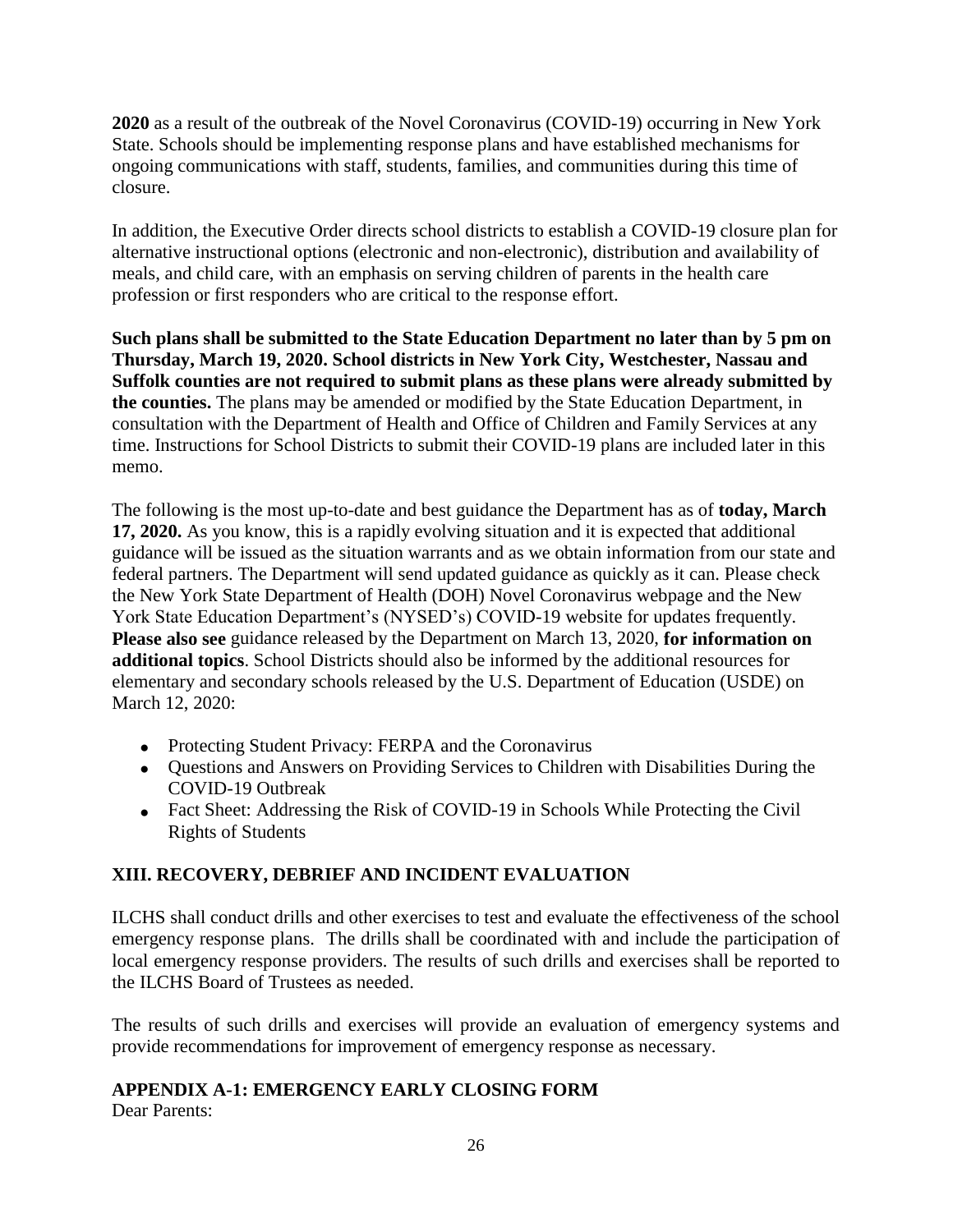**2020** as a result of the outbreak of the Novel Coronavirus (COVID-19) occurring in New York State. Schools should be implementing response plans and have established mechanisms for ongoing communications with staff, students, families, and communities during this time of closure.

In addition, the Executive Order directs school districts to establish a COVID-19 closure plan for alternative instructional options (electronic and non-electronic), distribution and availability of meals, and child care, with an emphasis on serving children of parents in the health care profession or first responders who are critical to the response effort.

**Such plans shall be submitted to the State Education Department no later than by 5 pm on Thursday, March 19, 2020. School districts in New York City, Westchester, Nassau and Suffolk counties are not required to submit plans as these plans were already submitted by the counties.** The plans may be amended or modified by the State Education Department, in consultation with the Department of Health and Office of Children and Family Services at any time. Instructions for School Districts to submit their COVID-19 plans are included later in this memo.

The following is the most up-to-date and best guidance the Department has as of **today, March 17, 2020.** As you know, this is a rapidly evolving situation and it is expected that additional guidance will be issued as the situation warrants and as we obtain information from our state and federal partners. The Department will send updated guidance as quickly as it can. Please check the New York State Department of Health (DOH) Novel Coronavirus webpage and the New York State Education Department's (NYSED's) COVID-19 website for updates frequently. **Please also see** guidance released by the Department on March 13, 2020, **for information on additional topics**. School Districts should also be informed by the additional resources for elementary and secondary schools released by the U.S. Department of Education (USDE) on March 12, 2020:

- Protecting Student Privacy: FERPA and the Coronavirus
- Questions and Answers on Providing Services to Children with Disabilities During the COVID-19 Outbreak
- Fact Sheet: Addressing the Risk of COVID-19 in Schools While Protecting the Civil Rights of Students

## XIII. RECOVERY, DEBRIEF AND INCIDENT EVALUATION

ILCHS shall conduct drills and other exercises to test and evaluate the effectiveness of the school emergency response plans. The drills shall be coordinated with and include the participation of local emergency response providers. The results of such drills and exercises shall be reported to the ILCHS Board of Trustees as needed.

The results of such drills and exercises will provide an evaluation of emergency systems and provide recommendations for improvement of emergency response as necessary.

## APPENDIX A-1: EMERGENCY EARLY CLOSING FORM

Dear Parents: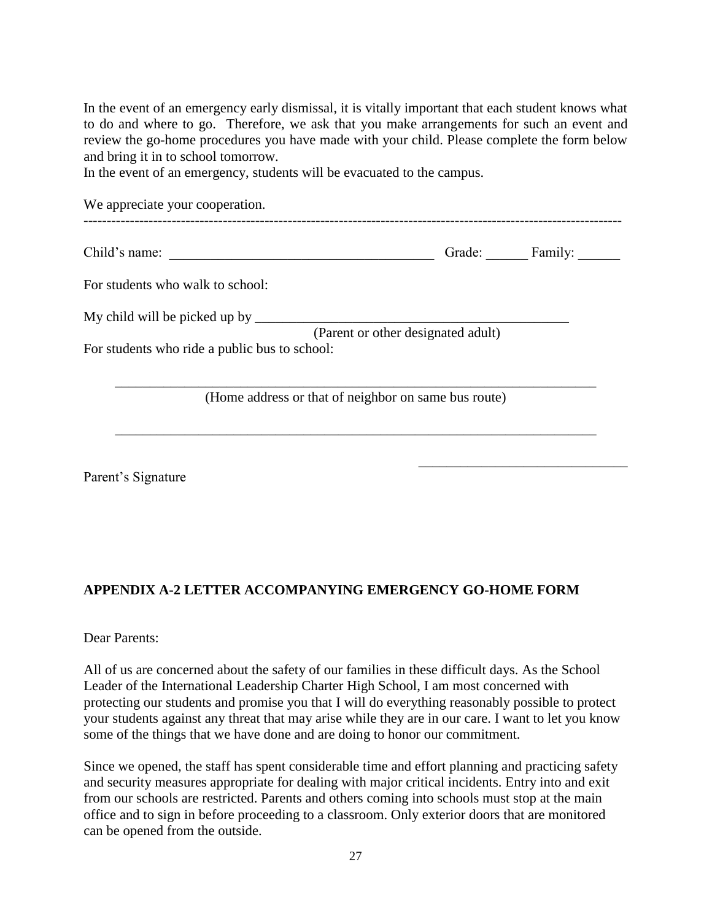In the event of an emergency early dismissal, it is vitally important that each student knows what to do and where to go. Therefore, we ask that you make arrangements for such an event and review the go-home procedures you have made with your child. Please complete the form below and bring it in to school tomorrow.

In the event of an emergency, students will be evacuated to the campus.

We appreciate your cooperation.

---

Child's name: ______________________________________ Grade: ______ Family: ______

For students who walk to school:

My child will be picked up by _____________________________________________

(Parent or other designated adult)

For students who ride a public bus to school:

______________________________________________________________________

(Home address or that of neighbor on same bus route)

______________________________________________________________________

_____________________________

Parent's Signature

## APPENDIX A-2 LETTER ACCOMPANYING EMERGENCY GO-HOME FORM

Dear Parents:

All of us are concerned about the safety of our families in these difficult days. As the School Leader of the International Leadership Charter High School, I am most concerned with protecting our students and promise you that I will do everything reasonably possible to protect your students against any threat that may arise while they are in our care. I want to let you know some of the things that we have done and are doing to honor our commitment.

Since we opened, the staff has spent considerable time and effort planning and practicing safety and security measures appropriate for dealing with major critical incidents. Entry into and exit from our schools are restricted. Parents and others coming into schools must stop at the main office and to sign in before proceeding to a classroom. Only exterior doors that are monitored can be opened from the outside.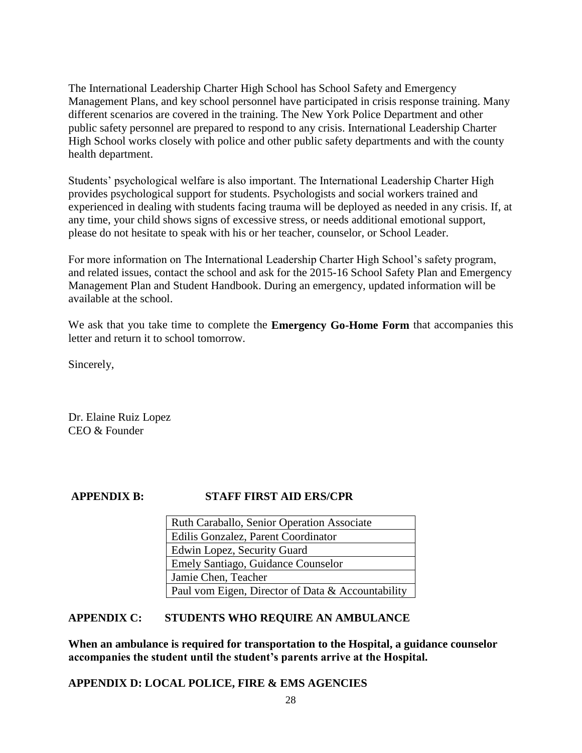The International Leadership Charter High School has School Safety and Emergency Management Plans, and key school personnel have participated in crisis response training. Many different scenarios are covered in the training. The New York Police Department and other public safety personnel are prepared to respond to any crisis. International Leadership Charter High School works closely with police and other public safety departments and with the county health department.

Students' psychological welfare is also important. The International Leadership Charter High provides psychological support for students. Psychologists and social workers trained and experienced in dealing with students facing trauma will be deployed as needed in any crisis. If, at any time, your child shows signs of excessive stress, or needs additional emotional support, please do not hesitate to speak with his or her teacher, counselor, or School Leader.

For more information on The International Leadership Charter High School's safety program, and related issues, contact the school and ask for the 2015-16 School Safety Plan and Emergency Management Plan and Student Handbook. During an emergency, updated information will be available at the school.

We ask that you take time to complete the **Emergency Go-Home Form** that accompanies this letter and return it to school tomorrow.

Sincerely,

Dr. Elaine Ruiz Lopez
CEO & Founder

## APPENDIX B: STAFF FIRST AID ERS/CPR

| Staff |
|---|
| Ruth Caraballo, Senior Operation Associate |
| Edilis Gonzalez, Parent Coordinator |
| Edwin Lopez, Security Guard |
| Emely Santiago, Guidance Counselor |
| Jamie Chen, Teacher |
| Paul vom Eigen, Director of Data & Accountability |

## APPENDIX C: STUDENTS WHO REQUIRE AN AMBULANCE

**When an ambulance is required for transportation to the Hospital, a guidance counselor accompanies the student until the student's parents arrive at the Hospital.**

## APPENDIX D: LOCAL POLICE, FIRE & EMS AGENCIES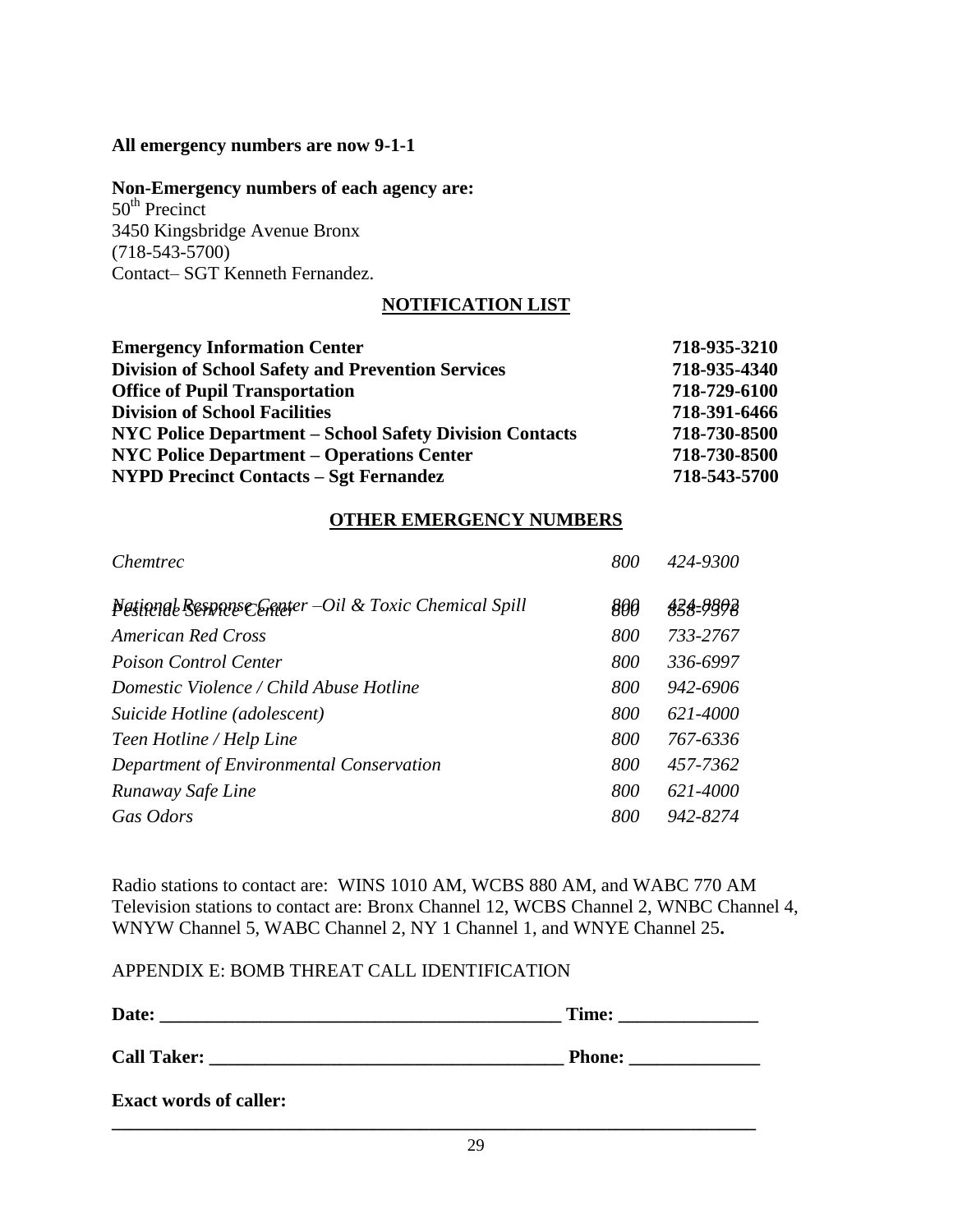**All emergency numbers are now 9-1-1**

**Non-Emergency numbers of each agency are:**
50th Precinct
3450 Kingsbridge Avenue Bronx
(718-543-5700)
Contact– SGT Kenneth Fernandez.

## NOTIFICATION LIST

| | |
|---|---|
| **Emergency Information Center** | **718-935-3210** |
| **Division of School Safety and Prevention Services** | **718-935-4340** |
| **Office of Pupil Transportation** | **718-729-6100** |
| **Division of School Facilities** | **718-391-6466** |
| **NYC Police Department – School Safety Division Contacts** | **718-730-8500** |
| **NYC Police Department – Operations Center** | **718-730-8500** |
| **NYPD Precinct Contacts – Sgt Fernandez** | **718-543-5700** |

## OTHER EMERGENCY NUMBERS

| | | |
|---|---|---|
| *Chemtrec* | *800* | *424-9300* |
| *National Response Center –Oil & Toxic Chemical Spill* | *800* | *424-8802* |
| *Pesticide Service Center* | *800* | *858-7378* |
| *American Red Cross* | *800* | *733-2767* |
| *Poison Control Center* | *800* | *336-6997* |
| *Domestic Violence / Child Abuse Hotline* | *800* | *942-6906* |
| *Suicide Hotline (adolescent)* | *800* | *621-4000* |
| *Teen Hotline / Help Line* | *800* | *767-6336* |
| *Department of Environmental Conservation* | *800* | *457-7362* |
| *Runaway Safe Line* | *800* | *621-4000* |
| *Gas Odors* | *800* | *942-8274* |

Radio stations to contact are: WINS 1010 AM, WCBS 880 AM, and WABC 770 AM
Television stations to contact are: Bronx Channel 12, WCBS Channel 2, WNBC Channel 4, WNYW Channel 5, WABC Channel 2, NY 1 Channel 1, and WNYE Channel 25**.**

APPENDIX E: BOMB THREAT CALL IDENTIFICATION

**Date: ____________________________________________ Time: _______________**

**Call Taker: ______________________________________ Phone: ______________**

**Exact words of caller:**

**________________________________________________________________________**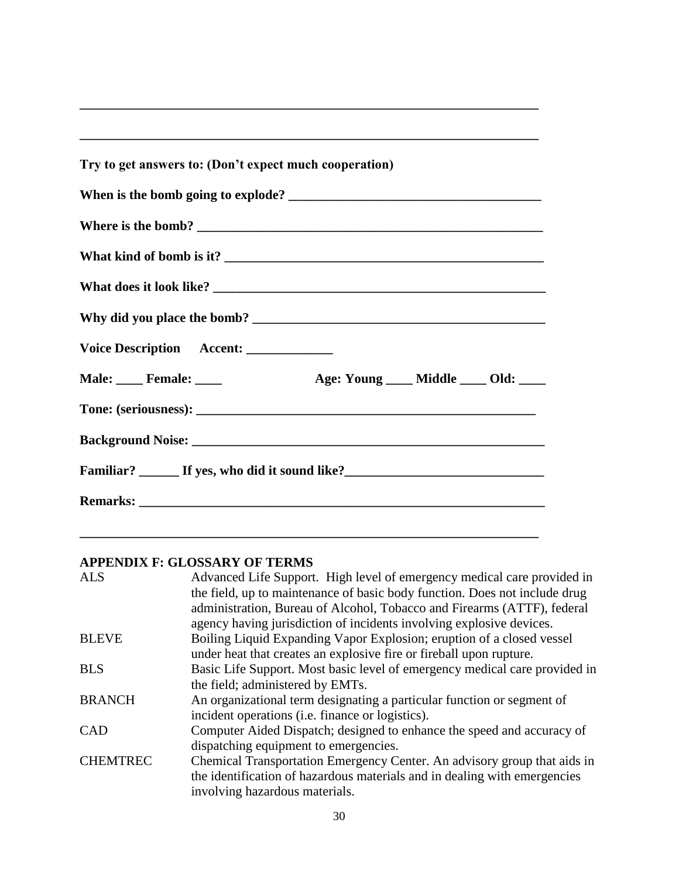_______________________________________________________________________

_______________________________________________________________________

**Try to get answers to: (Don't expect much cooperation)**

**When is the bomb going to explode? _____________________________________**

**Where is the bomb? ______________________________________________________**

**What kind of bomb is it? _________________________________________________**

**What does it look like? __________________________________________________**

**Why did you place the bomb? _____________________________________________**

**Voice Description Accent: _____________**

**Male: ____ Female: ____ Age: Young ____ Middle ____ Old: ____**

**Tone: (seriousness): _____________________________________________________**

**Background Noise: ______________________________________________________**

**Familiar? ______ If yes, who did it sound like?______________________________**

**Remarks: ______________________________________________________________**

_______________________________________________________________________

## APPENDIX F: GLOSSARY OF TERMS

| | |
|---|---|
| ALS | Advanced Life Support. High level of emergency medical care provided in the field, up to maintenance of basic body function. Does not include drug administration, Bureau of Alcohol, Tobacco and Firearms (ATTF), federal agency having jurisdiction of incidents involving explosive devices. |
| BLEVE | Boiling Liquid Expanding Vapor Explosion; eruption of a closed vessel under heat that creates an explosive fire or fireball upon rupture. |
| BLS | Basic Life Support. Most basic level of emergency medical care provided in the field; administered by EMTs. |
| BRANCH | An organizational term designating a particular function or segment of incident operations (i.e. finance or logistics). |
| CAD | Computer Aided Dispatch; designed to enhance the speed and accuracy of dispatching equipment to emergencies. |
| CHEMTREC | Chemical Transportation Emergency Center. An advisory group that aids in the identification of hazardous materials and in dealing with emergencies involving hazardous materials. |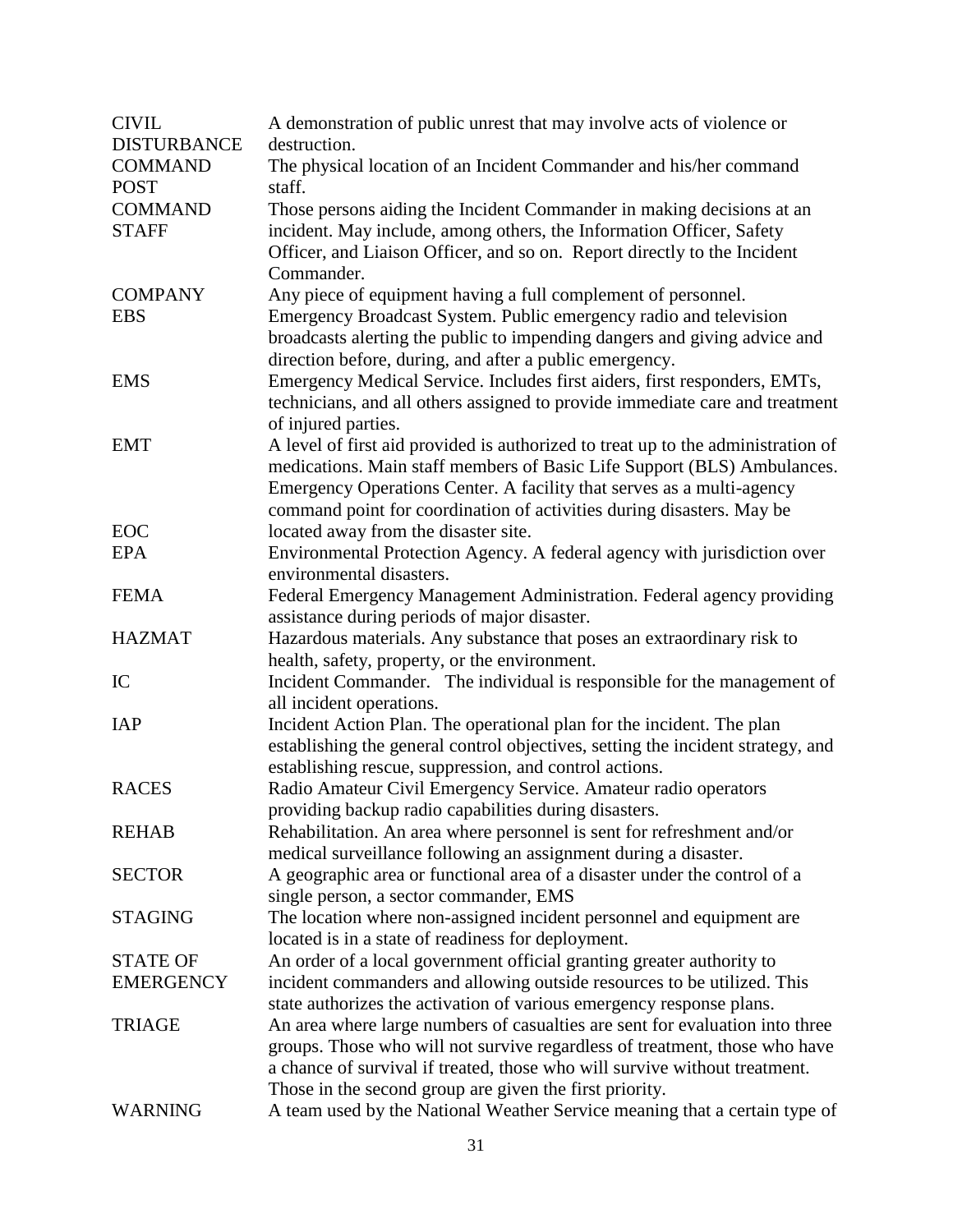**CIVIL DISTURBANCE** A demonstration of public unrest that may involve acts of violence or destruction.

**COMMAND POST** The physical location of an Incident Commander and his/her command staff.

**COMMAND STAFF** Those persons aiding the Incident Commander in making decisions at an incident. May include, among others, the Information Officer, Safety Officer, and Liaison Officer, and so on. Report directly to the Incident Commander.

**COMPANY** Any piece of equipment having a full complement of personnel.

**EBS** Emergency Broadcast System. Public emergency radio and television broadcasts alerting the public to impending dangers and giving advice and direction before, during, and after a public emergency.

**EMS** Emergency Medical Service. Includes first aiders, first responders, EMTs, technicians, and all others assigned to provide immediate care and treatment of injured parties.

**EMT** A level of first aid provided is authorized to treat up to the administration of medications. Main staff members of Basic Life Support (BLS) Ambulances.

**EOC** Emergency Operations Center. A facility that serves as a multi-agency command point for coordination of activities during disasters. May be located away from the disaster site.

**EPA** Environmental Protection Agency. A federal agency with jurisdiction over environmental disasters.

**FEMA** Federal Emergency Management Administration. Federal agency providing assistance during periods of major disaster.

**HAZMAT** Hazardous materials. Any substance that poses an extraordinary risk to health, safety, property, or the environment.

**IC** Incident Commander. The individual is responsible for the management of all incident operations.

**IAP** Incident Action Plan. The operational plan for the incident. The plan establishing the general control objectives, setting the incident strategy, and establishing rescue, suppression, and control actions.

**RACES** Radio Amateur Civil Emergency Service. Amateur radio operators providing backup radio capabilities during disasters.

**REHAB** Rehabilitation. An area where personnel is sent for refreshment and/or medical surveillance following an assignment during a disaster.

**SECTOR** A geographic area or functional area of a disaster under the control of a single person, a sector commander, EMS

**STAGING** The location where non-assigned incident personnel and equipment are located is in a state of readiness for deployment.

**STATE OF EMERGENCY** An order of a local government official granting greater authority to incident commanders and allowing outside resources to be utilized. This state authorizes the activation of various emergency response plans.

**TRIAGE** An area where large numbers of casualties are sent for evaluation into three groups. Those who will not survive regardless of treatment, those who have a chance of survival if treated, those who will survive without treatment. Those in the second group are given the first priority.

**WARNING** A team used by the National Weather Service meaning that a certain type of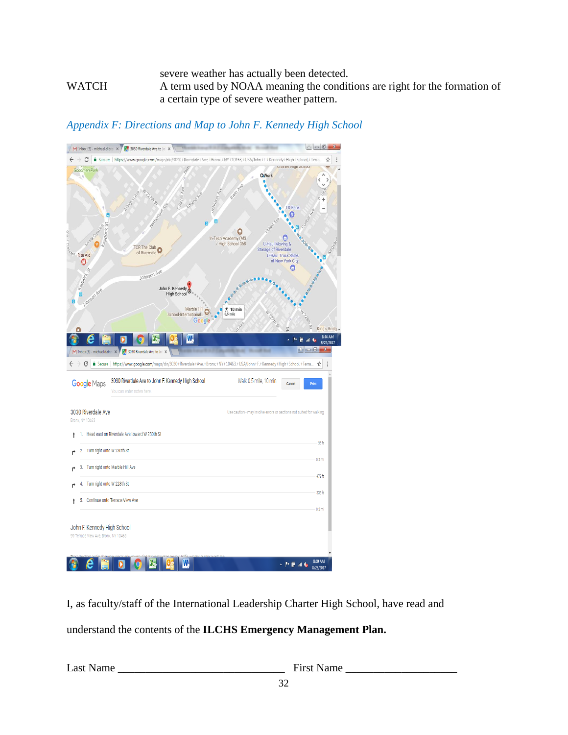| | |
|---|---|
| | severe weather has actually been detected. |
| WATCH | A term used by NOAA meaning the conditions are right for the formation of a certain type of severe weather pattern. |

## *Appendix F: Directions and Map to John F. Kennedy High School*

I, as faculty/staff of the International Leadership Charter High School, have read and understand the contents of the **ILCHS Emergency Management Plan.**

Last Name ______________________________ First Name ___________________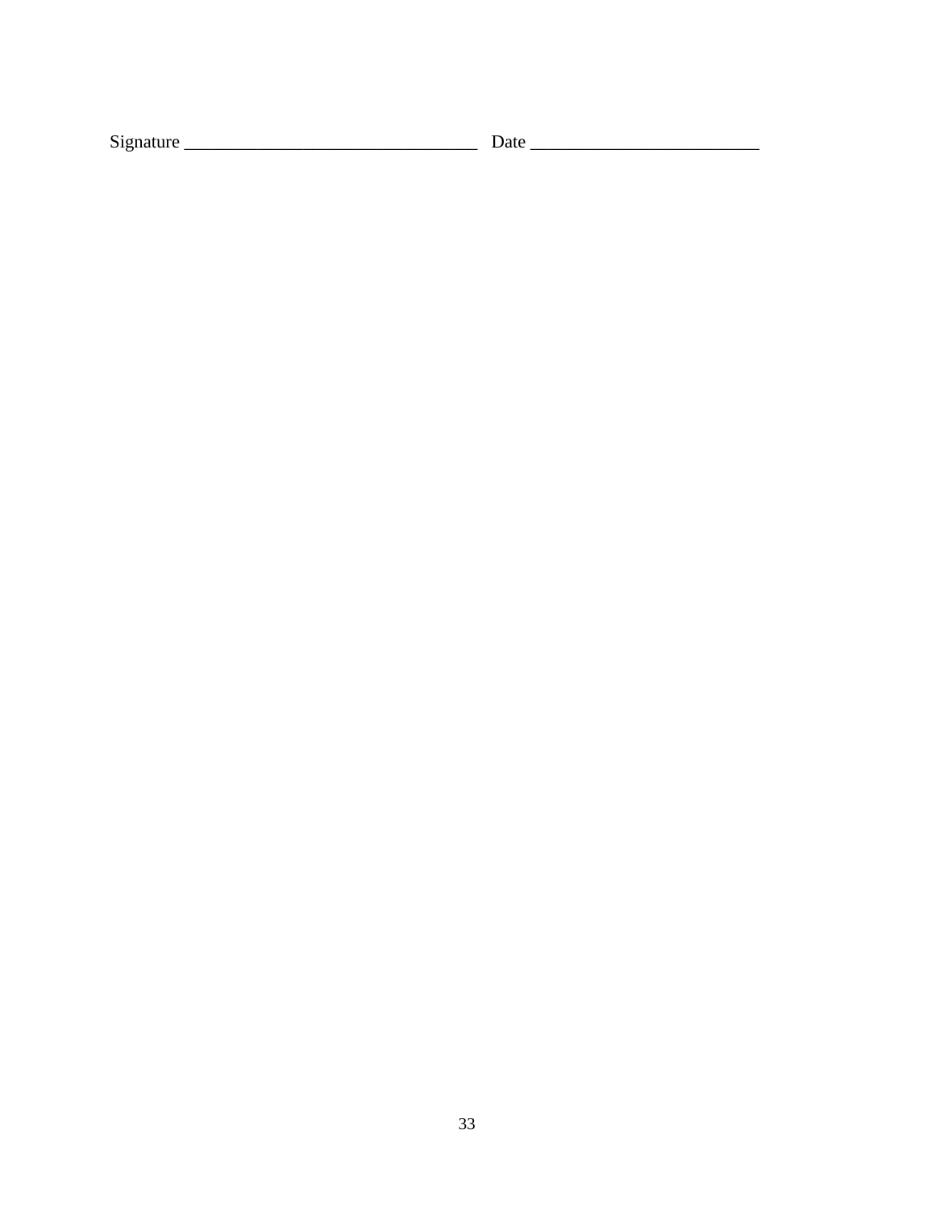Signature ________________________________ Date _________________________